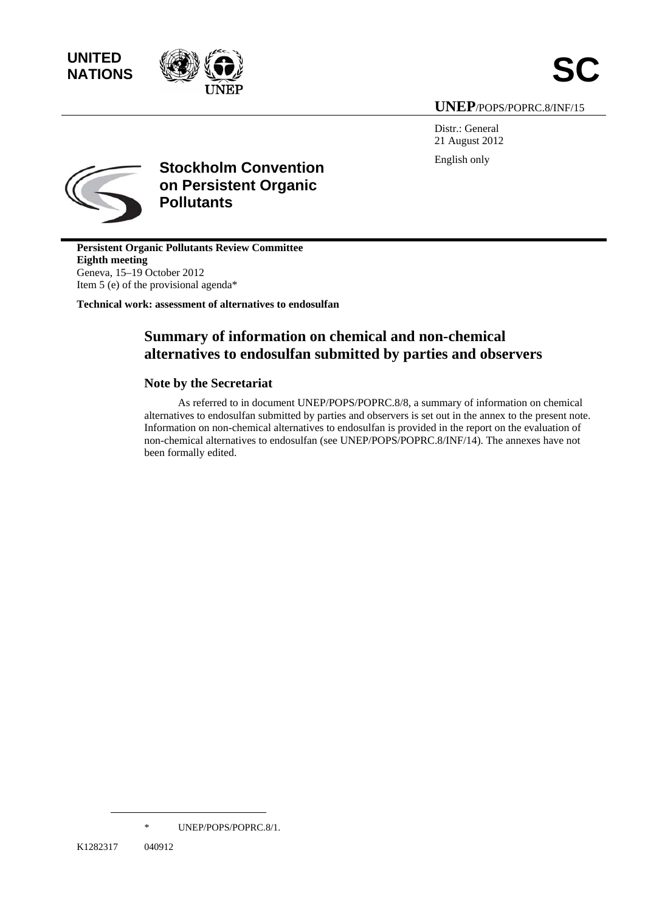UNITED NATIONS

SC

**UNEP**/POPS/POPRC.8/INF/15

Distr.: General
21 August 2012

English only

**Stockholm Convention on Persistent Organic Pollutants**

**Persistent Organic Pollutants Review Committee**
**Eighth meeting**
Geneva, 15–19 October 2012
Item 5 (e) of the provisional agenda*

**Technical work: assessment of alternatives to endosulfan**

# Summary of information on chemical and non-chemical alternatives to endosulfan submitted by parties and observers

## Note by the Secretariat

As referred to in document UNEP/POPS/POPRC.8/8, a summary of information on chemical alternatives to endosulfan submitted by parties and observers is set out in the annex to the present note. Information on non-chemical alternatives to endosulfan is provided in the report on the evaluation of non-chemical alternatives to endosulfan (see UNEP/POPS/POPRC.8/INF/14). The annexes have not been formally edited.

\* UNEP/POPS/POPRC.8/1.

K1282317 040912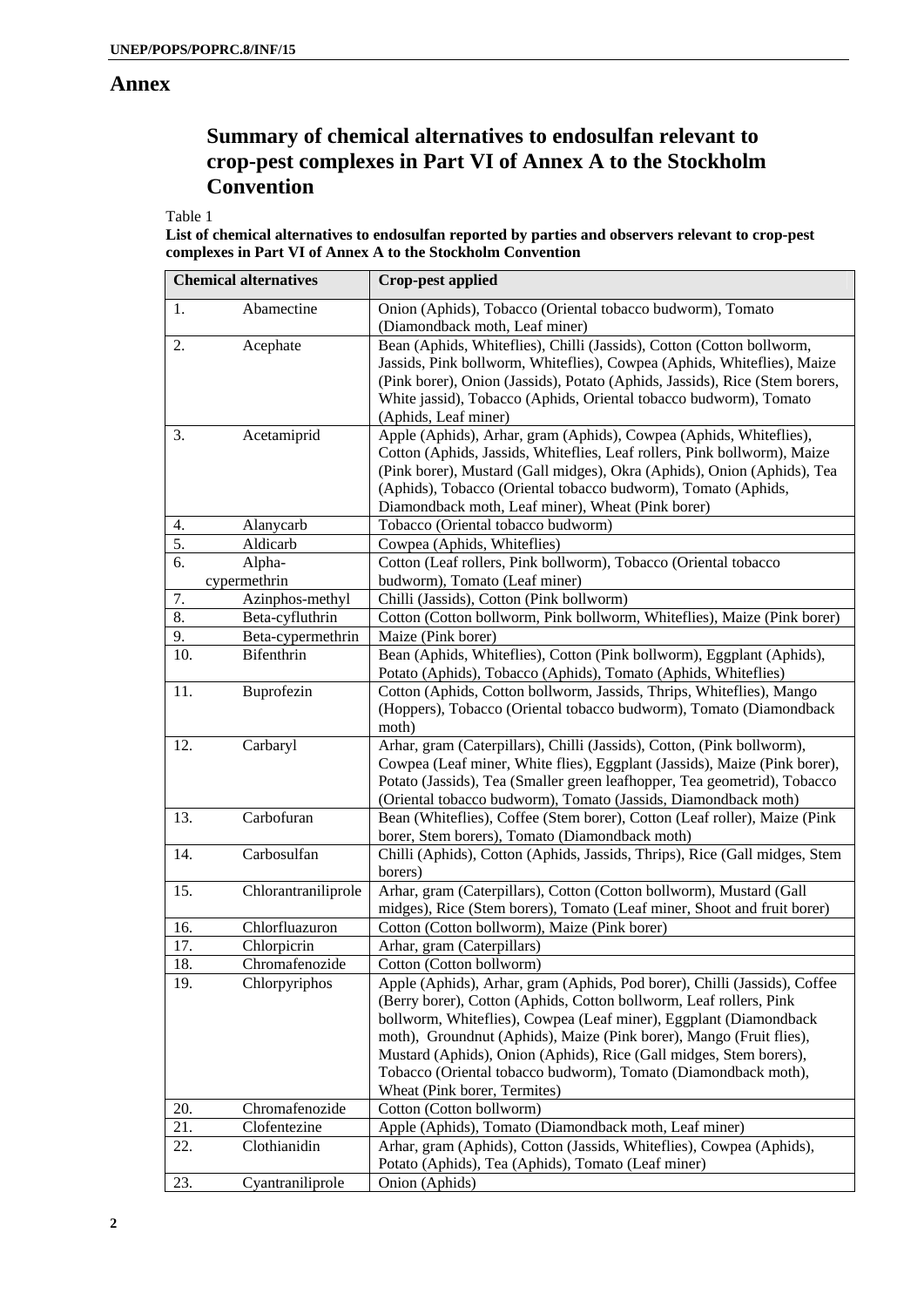# Annex

## Summary of chemical alternatives to endosulfan relevant to crop-pest complexes in Part VI of Annex A to the Stockholm Convention

Table 1

**List of chemical alternatives to endosulfan reported by parties and observers relevant to crop-pest complexes in Part VI of Annex A to the Stockholm Convention**

| Chemical alternatives | | Crop-pest applied |
|---|---|---|
| 1. | Abamectine | Onion (Aphids), Tobacco (Oriental tobacco budworm), Tomato (Diamondback moth, Leaf miner) |
| 2. | Acephate | Bean (Aphids, Whiteflies), Chilli (Jassids), Cotton (Cotton bollworm, Jassids, Pink bollworm, Whiteflies), Cowpea (Aphids, Whiteflies), Maize (Pink borer), Onion (Jassids), Potato (Aphids, Jassids), Rice (Stem borers, White jassid), Tobacco (Aphids, Oriental tobacco budworm), Tomato (Aphids, Leaf miner) |
| 3. | Acetamiprid | Apple (Aphids), Arhar, gram (Aphids), Cowpea (Aphids, Whiteflies), Cotton (Aphids, Jassids, Whiteflies, Leaf rollers, Pink bollworm), Maize (Pink borer), Mustard (Gall midges), Okra (Aphids), Onion (Aphids), Tea (Aphids), Tobacco (Oriental tobacco budworm), Tomato (Aphids, Diamondback moth, Leaf miner), Wheat (Pink borer) |
| 4. | Alanycarb | Tobacco (Oriental tobacco budworm) |
| 5. | Aldicarb | Cowpea (Aphids, Whiteflies) |
| 6. | Alpha-cypermethrin | Cotton (Leaf rollers, Pink bollworm), Tobacco (Oriental tobacco budworm), Tomato (Leaf miner) |
| 7. | Azinphos-methyl | Chilli (Jassids), Cotton (Pink bollworm) |
| 8. | Beta-cyfluthrin | Cotton (Cotton bollworm, Pink bollworm, Whiteflies), Maize (Pink borer) |
| 9. | Beta-cypermethrin | Maize (Pink borer) |
| 10. | Bifenthrin | Bean (Aphids, Whiteflies), Cotton (Pink bollworm), Eggplant (Aphids), Potato (Aphids), Tobacco (Aphids), Tomato (Aphids, Whiteflies) |
| 11. | Buprofezin | Cotton (Aphids, Cotton bollworm, Jassids, Thrips, Whiteflies), Mango (Hoppers), Tobacco (Oriental tobacco budworm), Tomato (Diamondback moth) |
| 12. | Carbaryl | Arhar, gram (Caterpillars), Chilli (Jassids), Cotton, (Pink bollworm), Cowpea (Leaf miner, White flies), Eggplant (Jassids), Maize (Pink borer), Potato (Jassids), Tea (Smaller green leafhopper, Tea geometrid), Tobacco (Oriental tobacco budworm), Tomato (Jassids, Diamondback moth) |
| 13. | Carbofuran | Bean (Whiteflies), Coffee (Stem borer), Cotton (Leaf roller), Maize (Pink borer, Stem borers), Tomato (Diamondback moth) |
| 14. | Carbosulfan | Chilli (Aphids), Cotton (Aphids, Jassids, Thrips), Rice (Gall midges, Stem borers) |
| 15. | Chlorantraniliprole | Arhar, gram (Caterpillars), Cotton (Cotton bollworm), Mustard (Gall midges), Rice (Stem borers), Tomato (Leaf miner, Shoot and fruit borer) |
| 16. | Chlorfluazuron | Cotton (Cotton bollworm), Maize (Pink borer) |
| 17. | Chlorpicrin | Arhar, gram (Caterpillars) |
| 18. | Chromafenozide | Cotton (Cotton bollworm) |
| 19. | Chlorpyriphos | Apple (Aphids), Arhar, gram (Aphids, Pod borer), Chilli (Jassids), Coffee (Berry borer), Cotton (Aphids, Cotton bollworm, Leaf rollers, Pink bollworm, Whiteflies), Cowpea (Leaf miner), Eggplant (Diamondback moth), Groundnut (Aphids), Maize (Pink borer), Mango (Fruit flies), Mustard (Aphids), Onion (Aphids), Rice (Gall midges, Stem borers), Tobacco (Oriental tobacco budworm), Tomato (Diamondback moth), Wheat (Pink borer, Termites) |
| 20. | Chromafenozide | Cotton (Cotton bollworm) |
| 21. | Clofentezine | Apple (Aphids), Tomato (Diamondback moth, Leaf miner) |
| 22. | Clothianidin | Arhar, gram (Aphids), Cotton (Jassids, Whiteflies), Cowpea (Aphids), Potato (Aphids), Tea (Aphids), Tomato (Leaf miner) |
| 23. | Cyantraniliprole | Onion (Aphids) |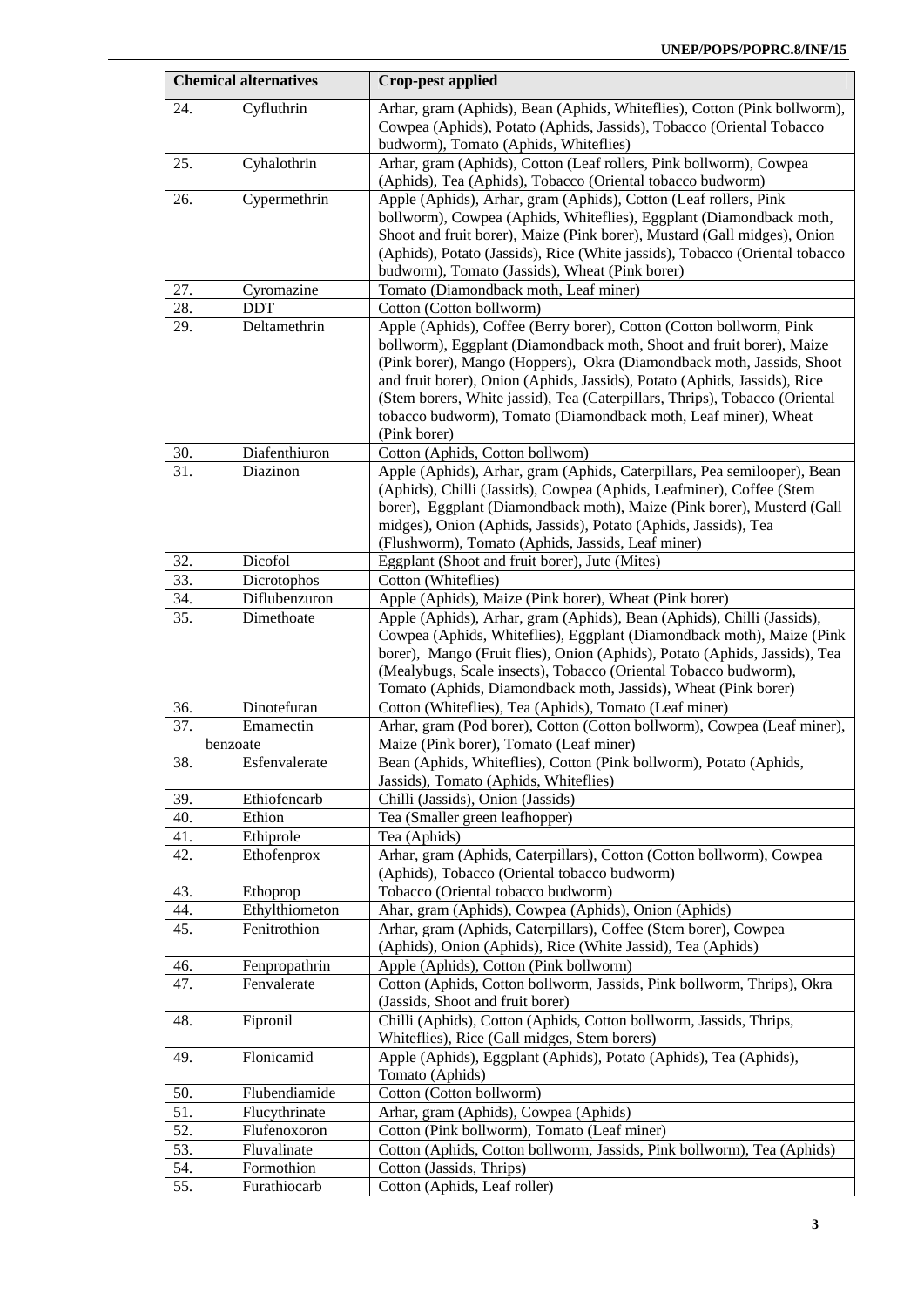| Chemical alternatives | Crop-pest applied |
|---|---|
| 24. Cyfluthrin | Arhar, gram (Aphids), Bean (Aphids, Whiteflies), Cotton (Pink bollworm), Cowpea (Aphids), Potato (Aphids, Jassids), Tobacco (Oriental Tobacco budworm), Tomato (Aphids, Whiteflies) |
| 25. Cyhalothrin | Arhar, gram (Aphids), Cotton (Leaf rollers, Pink bollworm), Cowpea (Aphids), Tea (Aphids), Tobacco (Oriental tobacco budworm) |
| 26. Cypermethrin | Apple (Aphids), Arhar, gram (Aphids), Cotton (Leaf rollers, Pink bollworm), Cowpea (Aphids, Whiteflies), Eggplant (Diamondback moth, Shoot and fruit borer), Maize (Pink borer), Mustard (Gall midges), Onion (Aphids), Potato (Jassids), Rice (White jassids), Tobacco (Oriental tobacco budworm), Tomato (Jassids), Wheat (Pink borer) |
| 27. Cyromazine | Tomato (Diamondback moth, Leaf miner) |
| 28. DDT | Cotton (Cotton bollworm) |
| 29. Deltamethrin | Apple (Aphids), Coffee (Berry borer), Cotton (Cotton bollworm, Pink bollworm), Eggplant (Diamondback moth, Shoot and fruit borer), Maize (Pink borer), Mango (Hoppers), Okra (Diamondback moth, Jassids, Shoot and fruit borer), Onion (Aphids, Jassids), Potato (Aphids, Jassids), Rice (Stem borers, White jassid), Tea (Caterpillars, Thrips), Tobacco (Oriental tobacco budworm), Tomato (Diamondback moth, Leaf miner), Wheat (Pink borer) |
| 30. Diafenthiuron | Cotton (Aphids, Cotton bollwom) |
| 31. Diazinon | Apple (Aphids), Arhar, gram (Aphids, Caterpillars, Pea semilooper), Bean (Aphids), Chilli (Jassids), Cowpea (Aphids, Leafminer), Coffee (Stem borer), Eggplant (Diamondback moth), Maize (Pink borer), Musterd (Gall midges), Onion (Aphids, Jassids), Potato (Aphids, Jassids), Tea (Flushworm), Tomato (Aphids, Jassids, Leaf miner) |
| 32. Dicofol | Eggplant (Shoot and fruit borer), Jute (Mites) |
| 33. Dicrotophos | Cotton (Whiteflies) |
| 34. Diflubenzuron | Apple (Aphids), Maize (Pink borer), Wheat (Pink borer) |
| 35. Dimethoate | Apple (Aphids), Arhar, gram (Aphids), Bean (Aphids), Chilli (Jassids), Cowpea (Aphids, Whiteflies), Eggplant (Diamondback moth), Maize (Pink borer), Mango (Fruit flies), Onion (Aphids), Potato (Aphids, Jassids), Tea (Mealybugs, Scale insects), Tobacco (Oriental Tobacco budworm), Tomato (Aphids, Diamondback moth, Jassids), Wheat (Pink borer) |
| 36. Dinotefuran | Cotton (Whiteflies), Tea (Aphids), Tomato (Leaf miner) |
| 37. Emamectin benzoate | Arhar, gram (Pod borer), Cotton (Cotton bollworm), Cowpea (Leaf miner), Maize (Pink borer), Tomato (Leaf miner) |
| 38. Esfenvalerate | Bean (Aphids, Whiteflies), Cotton (Pink bollworm), Potato (Aphids, Jassids), Tomato (Aphids, Whiteflies) |
| 39. Ethiofencarb | Chilli (Jassids), Onion (Jassids) |
| 40. Ethion | Tea (Smaller green leafhopper) |
| 41. Ethiprole | Tea (Aphids) |
| 42. Ethofenprox | Arhar, gram (Aphids, Caterpillars), Cotton (Cotton bollworm), Cowpea (Aphids), Tobacco (Oriental tobacco budworm) |
| 43. Ethoprop | Tobacco (Oriental tobacco budworm) |
| 44. Ethylthiometon | Ahar, gram (Aphids), Cowpea (Aphids), Onion (Aphids) |
| 45. Fenitrothion | Arhar, gram (Aphids, Caterpillars), Coffee (Stem borer), Cowpea (Aphids), Onion (Aphids), Rice (White Jassid), Tea (Aphids) |
| 46. Fenpropathrin | Apple (Aphids), Cotton (Pink bollworm) |
| 47. Fenvalerate | Cotton (Aphids, Cotton bollworm, Jassids, Pink bollworm, Thrips), Okra (Jassids, Shoot and fruit borer) |
| 48. Fipronil | Chilli (Aphids), Cotton (Aphids, Cotton bollworm, Jassids, Thrips, Whiteflies), Rice (Gall midges, Stem borers) |
| 49. Flonicamid | Apple (Aphids), Eggplant (Aphids), Potato (Aphids), Tea (Aphids), Tomato (Aphids) |
| 50. Flubendiamide | Cotton (Cotton bollworm) |
| 51. Flucythrinate | Arhar, gram (Aphids), Cowpea (Aphids) |
| 52. Flufenoxoron | Cotton (Pink bollworm), Tomato (Leaf miner) |
| 53. Fluvalinate | Cotton (Aphids, Cotton bollworm, Jassids, Pink bollworm), Tea (Aphids) |
| 54. Formothion | Cotton (Jassids, Thrips) |
| 55. Furathiocarb | Cotton (Aphids, Leaf roller) |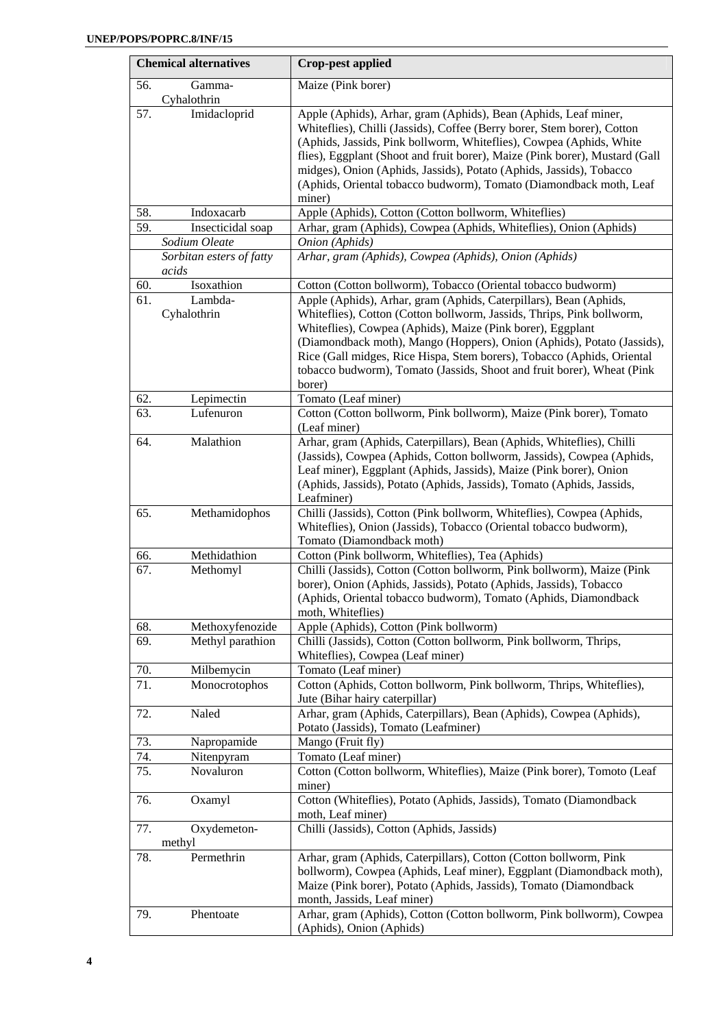| Chemical alternatives | Crop-pest applied |
|---|---|
| 56. Gamma-Cyhalothrin | Maize (Pink borer) |
| 57. Imidacloprid | Apple (Aphids), Arhar, gram (Aphids), Bean (Aphids, Leaf miner, Whiteflies), Chilli (Jassids), Coffee (Berry borer, Stem borer), Cotton (Aphids, Jassids, Pink bollworm, Whiteflies), Cowpea (Aphids, White flies), Eggplant (Shoot and fruit borer), Maize (Pink borer), Mustard (Gall midges), Onion (Aphids, Jassids), Potato (Aphids, Jassids), Tobacco (Aphids, Oriental tobacco budworm), Tomato (Diamondback moth, Leaf miner) |
| 58. Indoxacarb | Apple (Aphids), Cotton (Cotton bollworm, Whiteflies) |
| 59. Insecticidal soap | Arhar, gram (Aphids), Cowpea (Aphids, Whiteflies), Onion (Aphids) |
| *Sodium Oleate* | *Onion (Aphids)* |
| *Sorbitan esters of fatty acids* | *Arhar, gram (Aphids), Cowpea (Aphids), Onion (Aphids)* |
| 60. Isoxathion | Cotton (Cotton bollworm), Tobacco (Oriental tobacco budworm) |
| 61. Lambda-Cyhalothrin | Apple (Aphids), Arhar, gram (Aphids, Caterpillars), Bean (Aphids, Whiteflies), Cotton (Cotton bollworm, Jassids, Thrips, Pink bollworm, Whiteflies), Cowpea (Aphids), Maize (Pink borer), Eggplant (Diamondback moth), Mango (Hoppers), Onion (Aphids), Potato (Jassids), Rice (Gall midges, Rice Hispa, Stem borers), Tobacco (Aphids, Oriental tobacco budworm), Tomato (Jassids, Shoot and fruit borer), Wheat (Pink borer) |
| 62. Lepimectin | Tomato (Leaf miner) |
| 63. Lufenuron | Cotton (Cotton bollworm, Pink bollworm), Maize (Pink borer), Tomato (Leaf miner) |
| 64. Malathion | Arhar, gram (Aphids, Caterpillars), Bean (Aphids, Whiteflies), Chilli (Jassids), Cowpea (Aphids, Cotton bollworm, Jassids), Cowpea (Aphids, Leaf miner), Eggplant (Aphids, Jassids), Maize (Pink borer), Onion (Aphids, Jassids), Potato (Aphids, Jassids), Tomato (Aphids, Jassids, Leafminer) |
| 65. Methamidophos | Chilli (Jassids), Cotton (Pink bollworm, Whiteflies), Cowpea (Aphids, Whiteflies), Onion (Jassids), Tobacco (Oriental tobacco budworm), Tomato (Diamondback moth) |
| 66. Methidathion | Cotton (Pink bollworm, Whiteflies), Tea (Aphids) |
| 67. Methomyl | Chilli (Jassids), Cotton (Cotton bollworm, Pink bollworm), Maize (Pink borer), Onion (Aphids, Jassids), Potato (Aphids, Jassids), Tobacco (Aphids, Oriental tobacco budworm), Tomato (Aphids, Diamondback moth, Whiteflies) |
| 68. Methoxyfenozide | Apple (Aphids), Cotton (Pink bollworm) |
| 69. Methyl parathion | Chilli (Jassids), Cotton (Cotton bollworm, Pink bollworm, Thrips, Whiteflies), Cowpea (Leaf miner) |
| 70. Milbemycin | Tomato (Leaf miner) |
| 71. Monocrotophos | Cotton (Aphids, Cotton bollworm, Pink bollworm, Thrips, Whiteflies), Jute (Bihar hairy caterpillar) |
| 72. Naled | Arhar, gram (Aphids, Caterpillars), Bean (Aphids), Cowpea (Aphids), Potato (Jassids), Tomato (Leafminer) |
| 73. Napropamide | Mango (Fruit fly) |
| 74. Nitenpyram | Tomato (Leaf miner) |
| 75. Novaluron | Cotton (Cotton bollworm, Whiteflies), Maize (Pink borer), Tomoto (Leaf miner) |
| 76. Oxamyl | Cotton (Whiteflies), Potato (Aphids, Jassids), Tomato (Diamondback moth, Leaf miner) |
| 77. Oxydemeton-methyl | Chilli (Jassids), Cotton (Aphids, Jassids) |
| 78. Permethrin | Arhar, gram (Aphids, Caterpillars), Cotton (Cotton bollworm, Pink bollworm), Cowpea (Aphids, Leaf miner), Eggplant (Diamondback moth), Maize (Pink borer), Potato (Aphids, Jassids), Tomato (Diamondback month, Jassids, Leaf miner) |
| 79. Phentoate | Arhar, gram (Aphids), Cotton (Cotton bollworm, Pink bollworm), Cowpea (Aphids), Onion (Aphids) |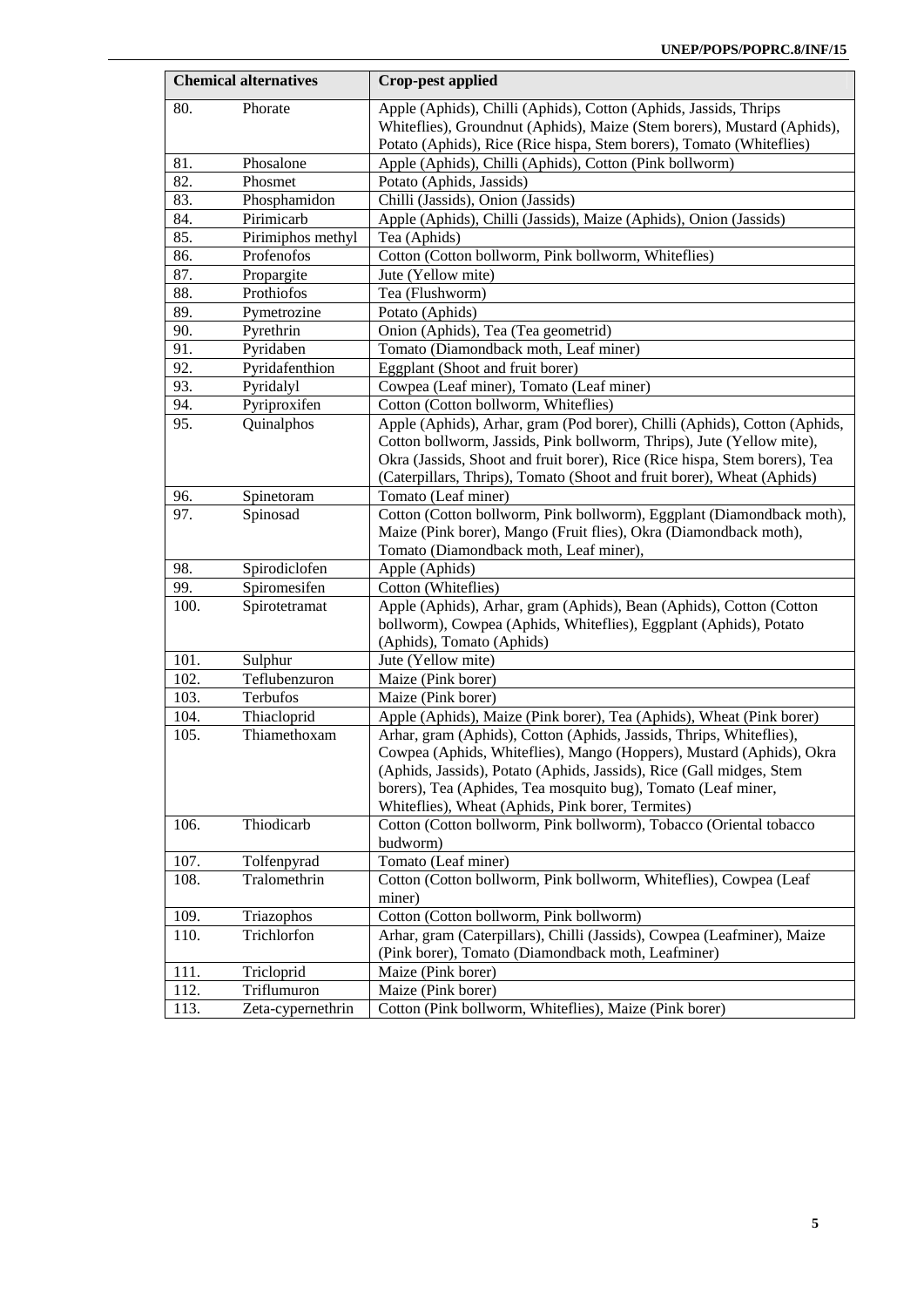| Chemical alternatives | | Crop-pest applied |
|---|---|---|
| 80. | Phorate | Apple (Aphids), Chilli (Aphids), Cotton (Aphids, Jassids, Thrips Whiteflies), Groundnut (Aphids), Maize (Stem borers), Mustard (Aphids), Potato (Aphids), Rice (Rice hispa, Stem borers), Tomato (Whiteflies) |
| 81. | Phosalone | Apple (Aphids), Chilli (Aphids), Cotton (Pink bollworm) |
| 82. | Phosmet | Potato (Aphids, Jassids) |
| 83. | Phosphamidon | Chilli (Jassids), Onion (Jassids) |
| 84. | Pirimicarb | Apple (Aphids), Chilli (Jassids), Maize (Aphids), Onion (Jassids) |
| 85. | Pirimiphos methyl | Tea (Aphids) |
| 86. | Profenofos | Cotton (Cotton bollworm, Pink bollworm, Whiteflies) |
| 87. | Propargite | Jute (Yellow mite) |
| 88. | Prothiofos | Tea (Flushworm) |
| 89. | Pymetrozine | Potato (Aphids) |
| 90. | Pyrethrin | Onion (Aphids), Tea (Tea geometrid) |
| 91. | Pyridaben | Tomato (Diamondback moth, Leaf miner) |
| 92. | Pyridafenthion | Eggplant (Shoot and fruit borer) |
| 93. | Pyridalyl | Cowpea (Leaf miner), Tomato (Leaf miner) |
| 94. | Pyriproxifen | Cotton (Cotton bollworm, Whiteflies) |
| 95. | Quinalphos | Apple (Aphids), Arhar, gram (Pod borer), Chilli (Aphids), Cotton (Aphids, Cotton bollworm, Jassids, Pink bollworm, Thrips), Jute (Yellow mite), Okra (Jassids, Shoot and fruit borer), Rice (Rice hispa, Stem borers), Tea (Caterpillars, Thrips), Tomato (Shoot and fruit borer), Wheat (Aphids) |
| 96. | Spinetoram | Tomato (Leaf miner) |
| 97. | Spinosad | Cotton (Cotton bollworm, Pink bollworm), Eggplant (Diamondback moth), Maize (Pink borer), Mango (Fruit flies), Okra (Diamondback moth), Tomato (Diamondback moth, Leaf miner), |
| 98. | Spirodiclofen | Apple (Aphids) |
| 99. | Spiromesifen | Cotton (Whiteflies) |
| 100. | Spirotetramat | Apple (Aphids), Arhar, gram (Aphids), Bean (Aphids), Cotton (Cotton bollworm), Cowpea (Aphids, Whiteflies), Eggplant (Aphids), Potato (Aphids), Tomato (Aphids) |
| 101. | Sulphur | Jute (Yellow mite) |
| 102. | Teflubenzuron | Maize (Pink borer) |
| 103. | Terbufos | Maize (Pink borer) |
| 104. | Thiacloprid | Apple (Aphids), Maize (Pink borer), Tea (Aphids), Wheat (Pink borer) |
| 105. | Thiamethoxam | Arhar, gram (Aphids), Cotton (Aphids, Jassids, Thrips, Whiteflies), Cowpea (Aphids, Whiteflies), Mango (Hoppers), Mustard (Aphids), Okra (Aphids, Jassids), Potato (Aphids, Jassids), Rice (Gall midges, Stem borers), Tea (Aphides, Tea mosquito bug), Tomato (Leaf miner, Whiteflies), Wheat (Aphids, Pink borer, Termites) |
| 106. | Thiodicarb | Cotton (Cotton bollworm, Pink bollworm), Tobacco (Oriental tobacco budworm) |
| 107. | Tolfenpyrad | Tomato (Leaf miner) |
| 108. | Tralomethrin | Cotton (Cotton bollworm, Pink bollworm, Whiteflies), Cowpea (Leaf miner) |
| 109. | Triazophos | Cotton (Cotton bollworm, Pink bollworm) |
| 110. | Trichlorfon | Arhar, gram (Caterpillars), Chilli (Jassids), Cowpea (Leafminer), Maize (Pink borer), Tomato (Diamondback moth, Leafminer) |
| 111. | Tricloprid | Maize (Pink borer) |
| 112. | Triflumuron | Maize (Pink borer) |
| 113. | Zeta-cypernethrin | Cotton (Pink bollworm, Whiteflies), Maize (Pink borer) |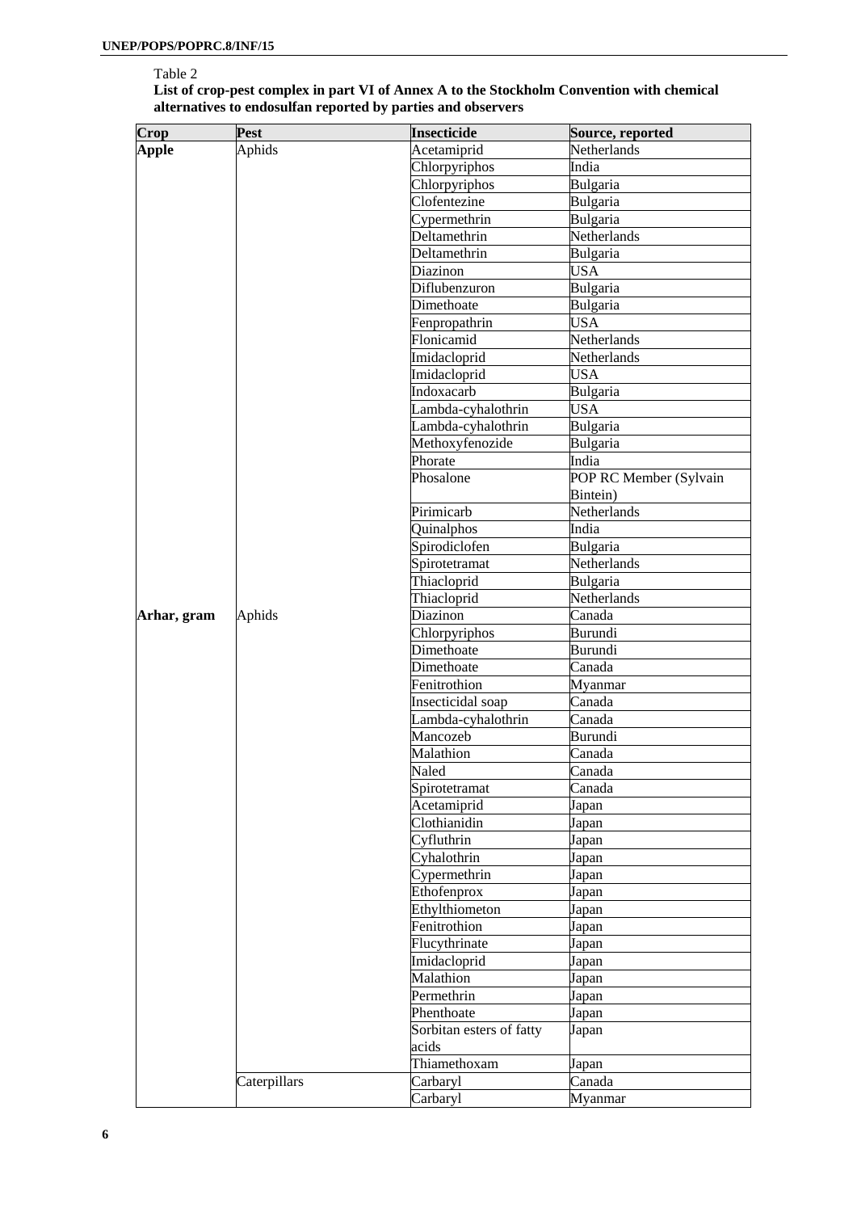Table 2

**List of crop-pest complex in part VI of Annex A to the Stockholm Convention with chemical alternatives to endosulfan reported by parties and observers**

| Crop | Pest | Insecticide | Source, reported |
|---|---|---|---|
| **Apple** | Aphids | Acetamiprid | Netherlands |
| | | Chlorpyriphos | India |
| | | Chlorpyriphos | Bulgaria |
| | | Clofentezine | Bulgaria |
| | | Cypermethrin | Bulgaria |
| | | Deltamethrin | Netherlands |
| | | Deltamethrin | Bulgaria |
| | | Diazinon | USA |
| | | Diflubenzuron | Bulgaria |
| | | Dimethoate | Bulgaria |
| | | Fenpropathrin | USA |
| | | Flonicamid | Netherlands |
| | | Imidacloprid | Netherlands |
| | | Imidacloprid | USA |
| | | Indoxacarb | Bulgaria |
| | | Lambda-cyhalothrin | USA |
| | | Lambda-cyhalothrin | Bulgaria |
| | | Methoxyfenozide | Bulgaria |
| | | Phorate | India |
| | | Phosalone | POP RC Member (Sylvain Bintein) |
| | | Pirimicarb | Netherlands |
| | | Quinalphos | India |
| | | Spirodiclofen | Bulgaria |
| | | Spirotetramat | Netherlands |
| | | Thiacloprid | Bulgaria |
| | | Thiacloprid | Netherlands |
| **Arhar, gram** | Aphids | Diazinon | Canada |
| | | Chlorpyriphos | Burundi |
| | | Dimethoate | Burundi |
| | | Dimethoate | Canada |
| | | Fenitrothion | Myanmar |
| | | Insecticidal soap | Canada |
| | | Lambda-cyhalothrin | Canada |
| | | Mancozeb | Burundi |
| | | Malathion | Canada |
| | | Naled | Canada |
| | | Spirotetramat | Canada |
| | | Acetamiprid | Japan |
| | | Clothianidin | Japan |
| | | Cyfluthrin | Japan |
| | | Cyhalothrin | Japan |
| | | Cypermethrin | Japan |
| | | Ethofenprox | Japan |
| | | Ethylthiometon | Japan |
| | | Fenitrothion | Japan |
| | | Flucythrinate | Japan |
| | | Imidacloprid | Japan |
| | | Malathion | Japan |
| | | Permethrin | Japan |
| | | Phenthoate | Japan |
| | | Sorbitan esters of fatty acids | Japan |
| | | Thiamethoxam | Japan |
| | Caterpillars | Carbaryl | Canada |
| | | Carbaryl | Myanmar |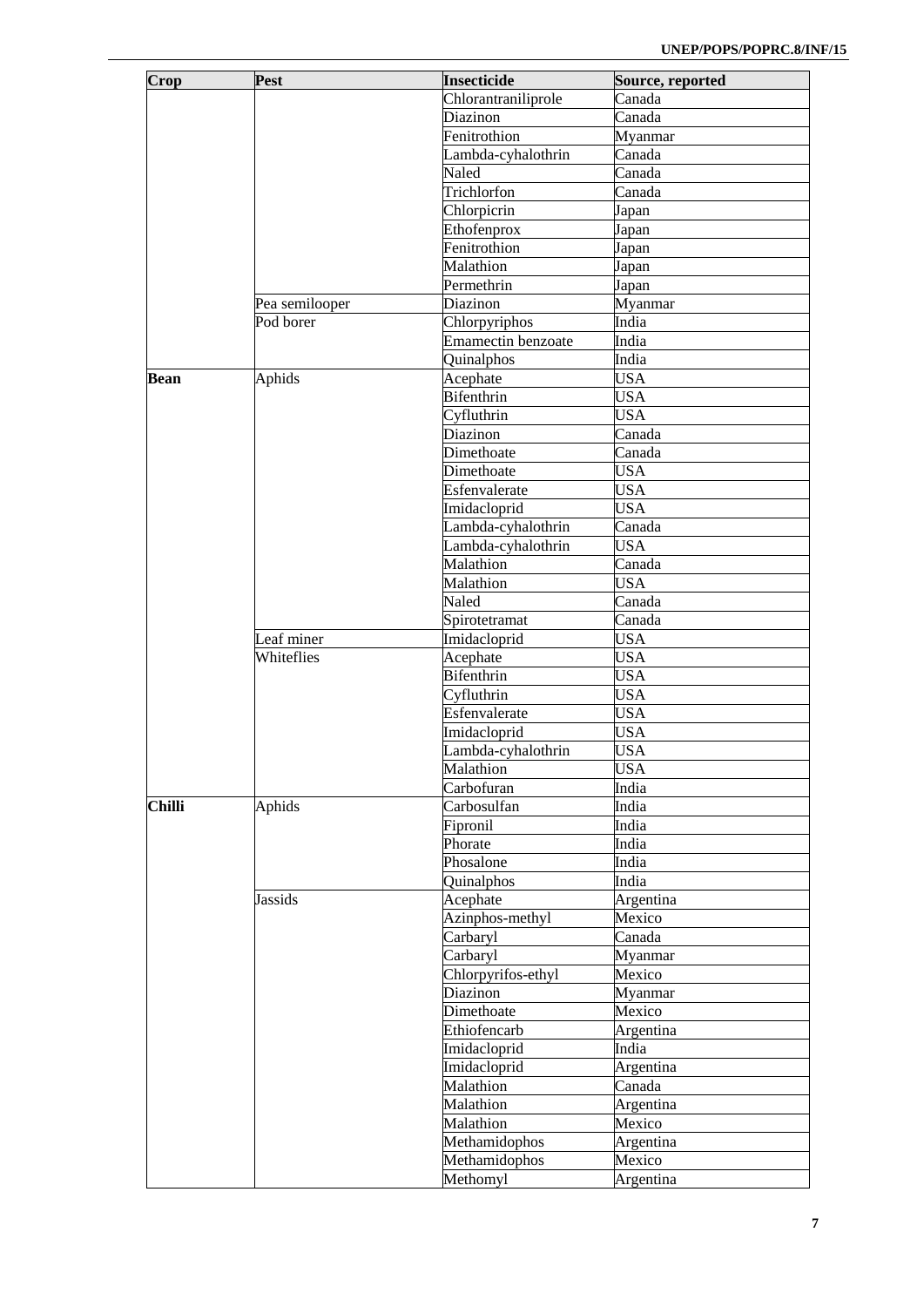| Crop | Pest | Insecticide | Source, reported |
|---|---|---|---|
| | | Chlorantraniliprole | Canada |
| | | Diazinon | Canada |
| | | Fenitrothion | Myanmar |
| | | Lambda-cyhalothrin | Canada |
| | | Naled | Canada |
| | | Trichlorfon | Canada |
| | | Chlorpicrin | Japan |
| | | Ethofenprox | Japan |
| | | Fenitrothion | Japan |
| | | Malathion | Japan |
| | | Permethrin | Japan |
| | Pea semilooper | Diazinon | Myanmar |
| | Pod borer | Chlorpyriphos | India |
| | | Emamectin benzoate | India |
| | | Quinalphos | India |
| **Bean** | Aphids | Acephate | USA |
| | | Bifenthrin | USA |
| | | Cyfluthrin | USA |
| | | Diazinon | Canada |
| | | Dimethoate | Canada |
| | | Dimethoate | USA |
| | | Esfenvalerate | USA |
| | | Imidacloprid | USA |
| | | Lambda-cyhalothrin | Canada |
| | | Lambda-cyhalothrin | USA |
| | | Malathion | Canada |
| | | Malathion | USA |
| | | Naled | Canada |
| | | Spirotetramat | Canada |
| | Leaf miner | Imidacloprid | USA |
| | Whiteflies | Acephate | USA |
| | | Bifenthrin | USA |
| | | Cyfluthrin | USA |
| | | Esfenvalerate | USA |
| | | Imidacloprid | USA |
| | | Lambda-cyhalothrin | USA |
| | | Malathion | USA |
| | | Carbofuran | India |
| **Chilli** | Aphids | Carbosulfan | India |
| | | Fipronil | India |
| | | Phorate | India |
| | | Phosalone | India |
| | | Quinalphos | India |
| | Jassids | Acephate | Argentina |
| | | Azinphos-methyl | Mexico |
| | | Carbaryl | Canada |
| | | Carbaryl | Myanmar |
| | | Chlorpyrifos-ethyl | Mexico |
| | | Diazinon | Myanmar |
| | | Dimethoate | Mexico |
| | | Ethiofencarb | Argentina |
| | | Imidacloprid | India |
| | | Imidacloprid | Argentina |
| | | Malathion | Canada |
| | | Malathion | Argentina |
| | | Malathion | Mexico |
| | | Methamidophos | Argentina |
| | | Methamidophos | Mexico |
| | | Methomyl | Argentina |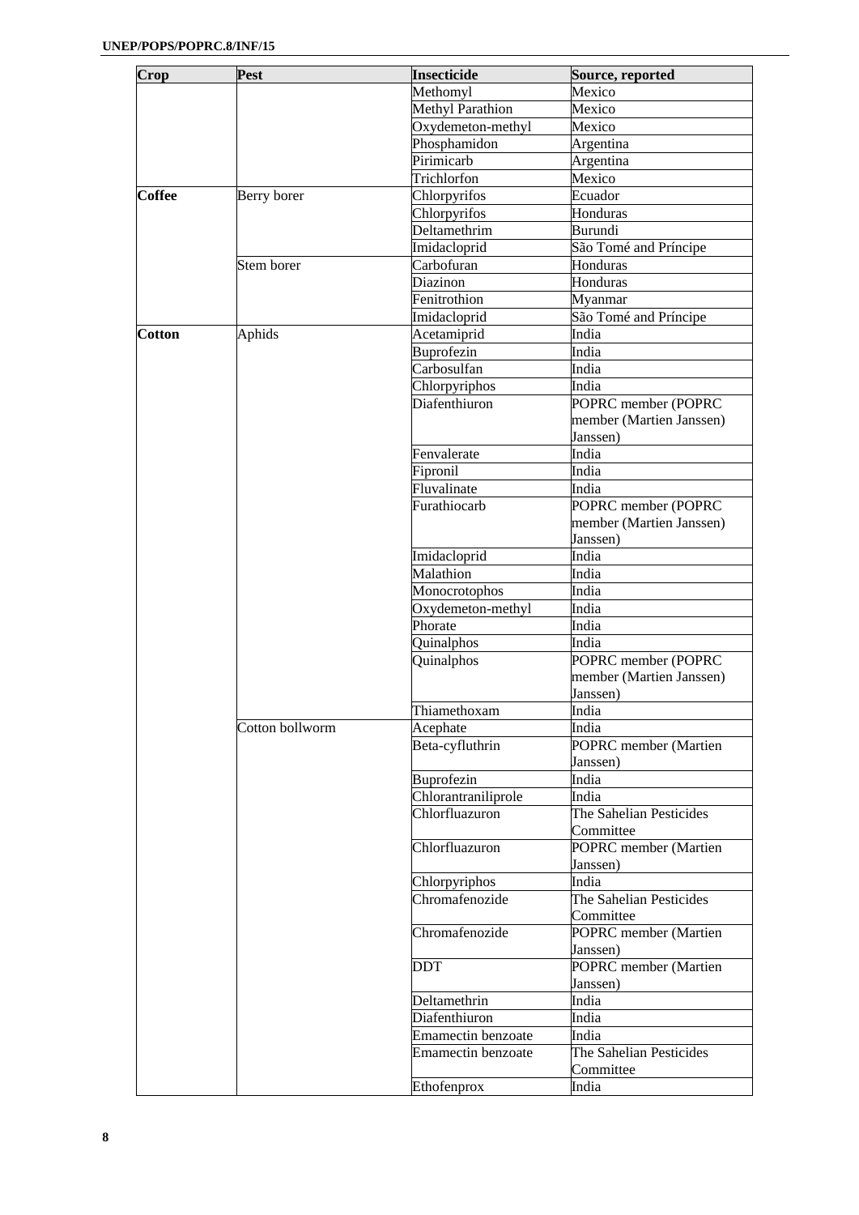| Crop | Pest | Insecticide | Source, reported |
|---|---|---|---|
| | | Methomyl | Mexico |
| | | Methyl Parathion | Mexico |
| | | Oxydemeton-methyl | Mexico |
| | | Phosphamidon | Argentina |
| | | Pirimicarb | Argentina |
| | | Trichlorfon | Mexico |
| **Coffee** | Berry borer | Chlorpyrifos | Ecuador |
| | | Chlorpyrifos | Honduras |
| | | Deltamethrim | Burundi |
| | | Imidacloprid | São Tomé and Príncipe |
| | Stem borer | Carbofuran | Honduras |
| | | Diazinon | Honduras |
| | | Fenitrothion | Myanmar |
| | | Imidacloprid | São Tomé and Príncipe |
| **Cotton** | Aphids | Acetamiprid | India |
| | | Buprofezin | India |
| | | Carbosulfan | India |
| | | Chlorpyriphos | India |
| | | Diafenthiuron | POPRC member (POPRC member (Martien Janssen) Janssen) |
| | | Fenvalerate | India |
| | | Fipronil | India |
| | | Fluvalinate | India |
| | | Furathiocarb | POPRC member (POPRC member (Martien Janssen) Janssen) |
| | | Imidacloprid | India |
| | | Malathion | India |
| | | Monocrotophos | India |
| | | Oxydemeton-methyl | India |
| | | Phorate | India |
| | | Quinalphos | India |
| | | Quinalphos | POPRC member (POPRC member (Martien Janssen) Janssen) |
| | | Thiamethoxam | India |
| | Cotton bollworm | Acephate | India |
| | | Beta-cyfluthrin | POPRC member (Martien Janssen) |
| | | Buprofezin | India |
| | | Chlorantraniliprole | India |
| | | Chlorfluazuron | The Sahelian Pesticides Committee |
| | | Chlorfluazuron | POPRC member (Martien Janssen) |
| | | Chlorpyriphos | India |
| | | Chromafenozide | The Sahelian Pesticides Committee |
| | | Chromafenozide | POPRC member (Martien Janssen) |
| | | DDT | POPRC member (Martien Janssen) |
| | | Deltamethrin | India |
| | | Diafenthiuron | India |
| | | Emamectin benzoate | India |
| | | Emamectin benzoate | The Sahelian Pesticides Committee |
| | | Ethofenprox | India |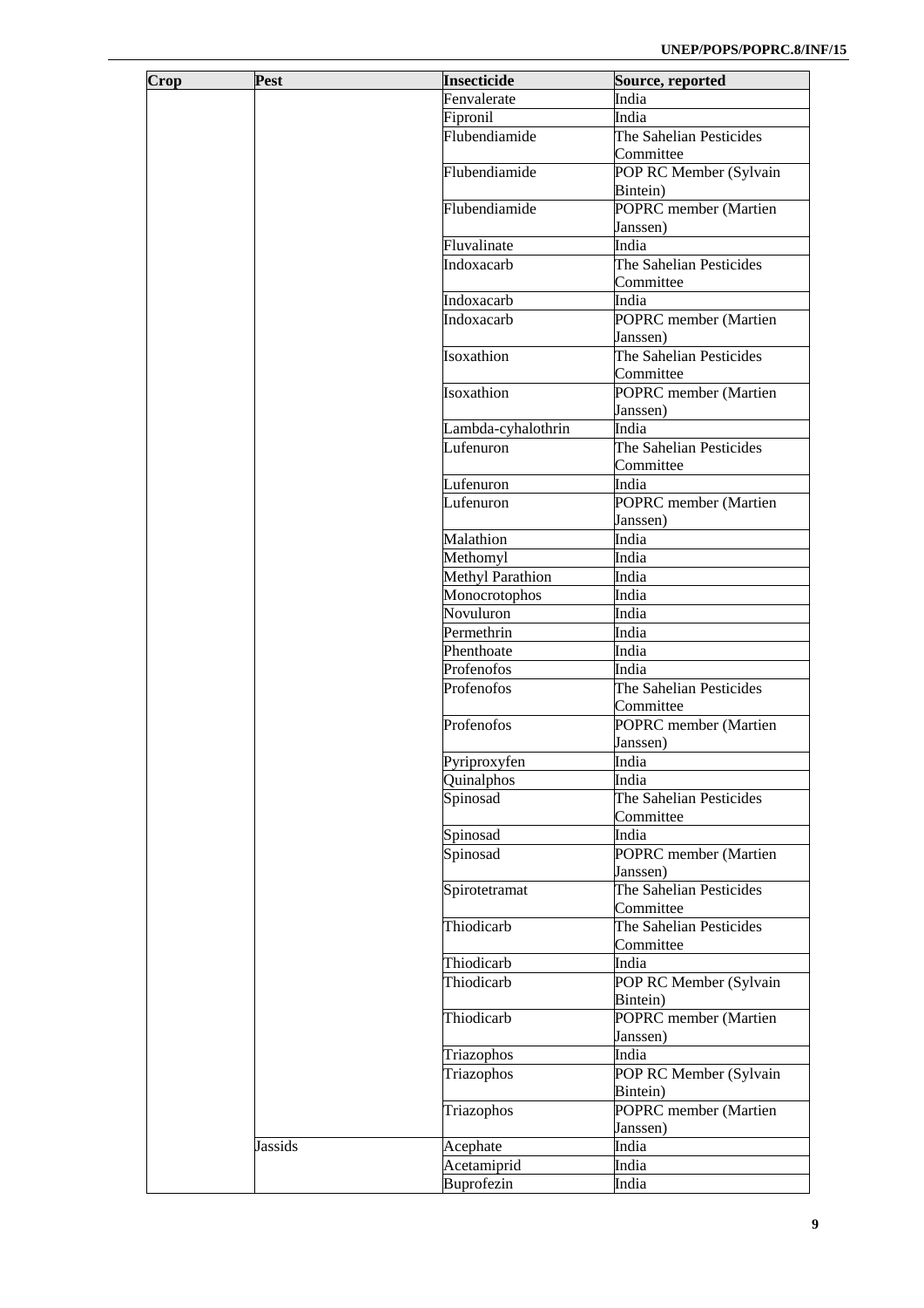| Crop | Pest | Insecticide | Source, reported |
|---|---|---|---|
| | | Fenvalerate | India |
| | | Fipronil | India |
| | | Flubendiamide | The Sahelian Pesticides Committee |
| | | Flubendiamide | POP RC Member (Sylvain Bintein) |
| | | Flubendiamide | POPRC member (Martien Janssen) |
| | | Fluvalinate | India |
| | | Indoxacarb | The Sahelian Pesticides Committee |
| | | Indoxacarb | India |
| | | Indoxacarb | POPRC member (Martien Janssen) |
| | | Isoxathion | The Sahelian Pesticides Committee |
| | | Isoxathion | POPRC member (Martien Janssen) |
| | | Lambda-cyhalothrin | India |
| | | Lufenuron | The Sahelian Pesticides Committee |
| | | Lufenuron | India |
| | | Lufenuron | POPRC member (Martien Janssen) |
| | | Malathion | India |
| | | Methomyl | India |
| | | Methyl Parathion | India |
| | | Monocrotophos | India |
| | | Novuluron | India |
| | | Permethrin | India |
| | | Phenthoate | India |
| | | Profenofos | India |
| | | Profenofos | The Sahelian Pesticides Committee |
| | | Profenofos | POPRC member (Martien Janssen) |
| | | Pyriproxyfen | India |
| | | Quinalphos | India |
| | | Spinosad | The Sahelian Pesticides Committee |
| | | Spinosad | India |
| | | Spinosad | POPRC member (Martien Janssen) |
| | | Spirotetramat | The Sahelian Pesticides Committee |
| | | Thiodicarb | The Sahelian Pesticides Committee |
| | | Thiodicarb | India |
| | | Thiodicarb | POP RC Member (Sylvain Bintein) |
| | | Thiodicarb | POPRC member (Martien Janssen) |
| | | Triazophos | India |
| | | Triazophos | POP RC Member (Sylvain Bintein) |
| | | Triazophos | POPRC member (Martien Janssen) |
| | Jassids | Acephate | India |
| | | Acetamiprid | India |
| | | Buprofezin | India |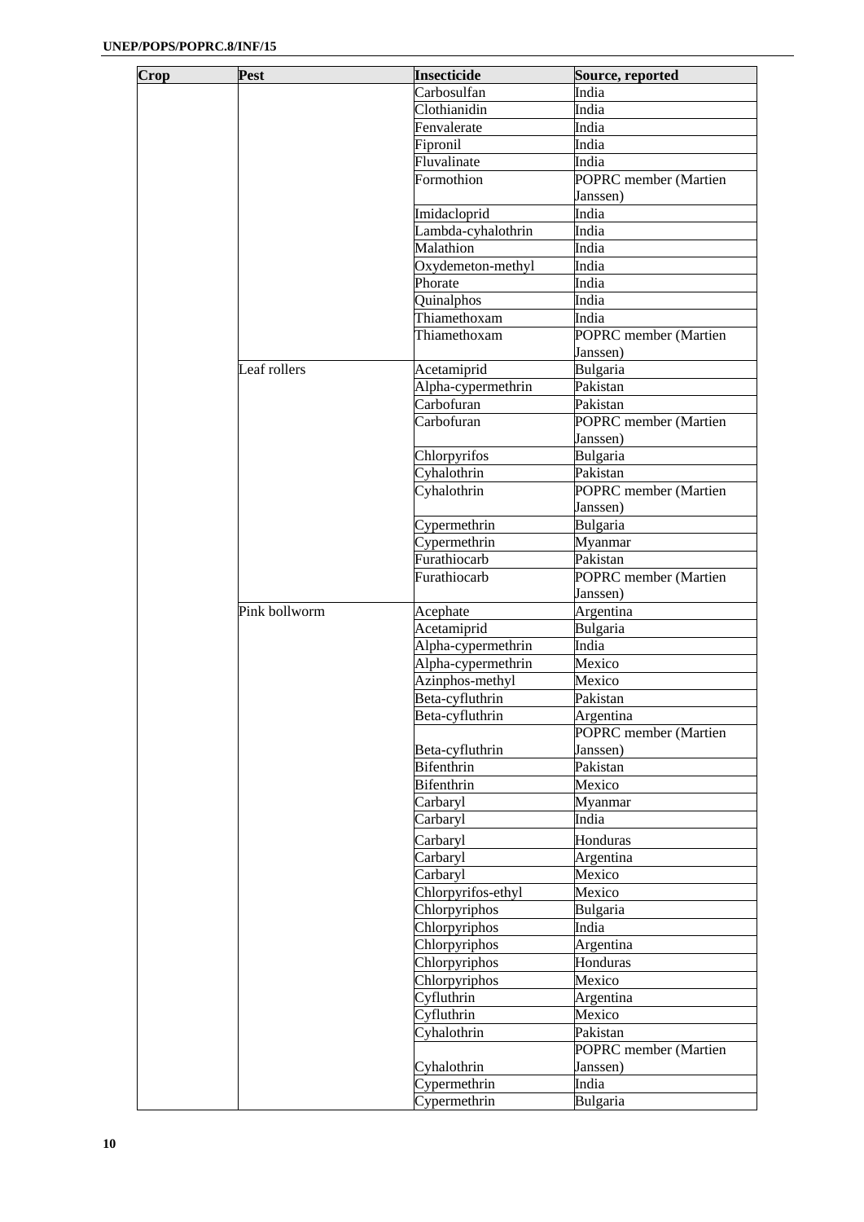| Crop | Pest | Insecticide | Source, reported |
|---|---|---|---|
| | | Carbosulfan | India |
| | | Clothianidin | India |
| | | Fenvalerate | India |
| | | Fipronil | India |
| | | Fluvalinate | India |
| | | Formothion | POPRC member (Martien Janssen) |
| | | Imidacloprid | India |
| | | Lambda-cyhalothrin | India |
| | | Malathion | India |
| | | Oxydemeton-methyl | India |
| | | Phorate | India |
| | | Quinalphos | India |
| | | Thiamethoxam | India |
| | | Thiamethoxam | POPRC member (Martien Janssen) |
| | Leaf rollers | Acetamiprid | Bulgaria |
| | | Alpha-cypermethrin | Pakistan |
| | | Carbofuran | Pakistan |
| | | Carbofuran | POPRC member (Martien Janssen) |
| | | Chlorpyrifos | Bulgaria |
| | | Cyhalothrin | Pakistan |
| | | Cyhalothrin | POPRC member (Martien Janssen) |
| | | Cypermethrin | Bulgaria |
| | | Cypermethrin | Myanmar |
| | | Furathiocarb | Pakistan |
| | | Furathiocarb | POPRC member (Martien Janssen) |
| | Pink bollworm | Acephate | Argentina |
| | | Acetamiprid | Bulgaria |
| | | Alpha-cypermethrin | India |
| | | Alpha-cypermethrin | Mexico |
| | | Azinphos-methyl | Mexico |
| | | Beta-cyfluthrin | Pakistan |
| | | Beta-cyfluthrin | Argentina |
| | | Beta-cyfluthrin | POPRC member (Martien Janssen) |
| | | Bifenthrin | Pakistan |
| | | Bifenthrin | Mexico |
| | | Carbaryl | Myanmar |
| | | Carbaryl | India |
| | | Carbaryl | Honduras |
| | | Carbaryl | Argentina |
| | | Carbaryl | Mexico |
| | | Chlorpyrifos-ethyl | Mexico |
| | | Chlorpyriphos | Bulgaria |
| | | Chlorpyriphos | India |
| | | Chlorpyriphos | Argentina |
| | | Chlorpyriphos | Honduras |
| | | Chlorpyriphos | Mexico |
| | | Cyfluthrin | Argentina |
| | | Cyfluthrin | Mexico |
| | | Cyhalothrin | Pakistan |
| | | Cyhalothrin | POPRC member (Martien Janssen) |
| | | Cypermethrin | India |
| | | Cypermethrin | Bulgaria |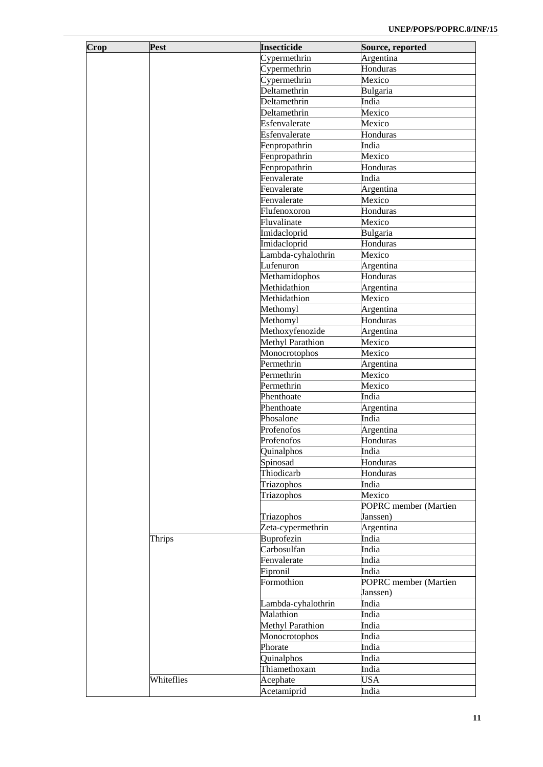| Crop | Pest | Insecticide | Source, reported |
|---|---|---|---|
| | | Cypermethrin | Argentina |
| | | Cypermethrin | Honduras |
| | | Cypermethrin | Mexico |
| | | Deltamethrin | Bulgaria |
| | | Deltamethrin | India |
| | | Deltamethrin | Mexico |
| | | Esfenvalerate | Mexico |
| | | Esfenvalerate | Honduras |
| | | Fenpropathrin | India |
| | | Fenpropathrin | Mexico |
| | | Fenpropathrin | Honduras |
| | | Fenvalerate | India |
| | | Fenvalerate | Argentina |
| | | Fenvalerate | Mexico |
| | | Flufenoxoron | Honduras |
| | | Fluvalinate | Mexico |
| | | Imidacloprid | Bulgaria |
| | | Imidacloprid | Honduras |
| | | Lambda-cyhalothrin | Mexico |
| | | Lufenuron | Argentina |
| | | Methamidophos | Honduras |
| | | Methidathion | Argentina |
| | | Methidathion | Mexico |
| | | Methomyl | Argentina |
| | | Methomyl | Honduras |
| | | Methoxyfenozide | Argentina |
| | | Methyl Parathion | Mexico |
| | | Monocrotophos | Mexico |
| | | Permethrin | Argentina |
| | | Permethrin | Mexico |
| | | Permethrin | Mexico |
| | | Phenthoate | India |
| | | Phenthoate | Argentina |
| | | Phosalone | India |
| | | Profenofos | Argentina |
| | | Profenofos | Honduras |
| | | Quinalphos | India |
| | | Spinosad | Honduras |
| | | Thiodicarb | Honduras |
| | | Triazophos | India |
| | | Triazophos | Mexico |
| | | Triazophos | POPRC member (Martien Janssen) |
| | | Zeta-cypermethrin | Argentina |
| | Thrips | Buprofezin | India |
| | | Carbosulfan | India |
| | | Fenvalerate | India |
| | | Fipronil | India |
| | | Formothion | POPRC member (Martien Janssen) |
| | | Lambda-cyhalothrin | India |
| | | Malathion | India |
| | | Methyl Parathion | India |
| | | Monocrotophos | India |
| | | Phorate | India |
| | | Quinalphos | India |
| | | Thiamethoxam | India |
| | Whiteflies | Acephate | USA |
| | | Acetamiprid | India |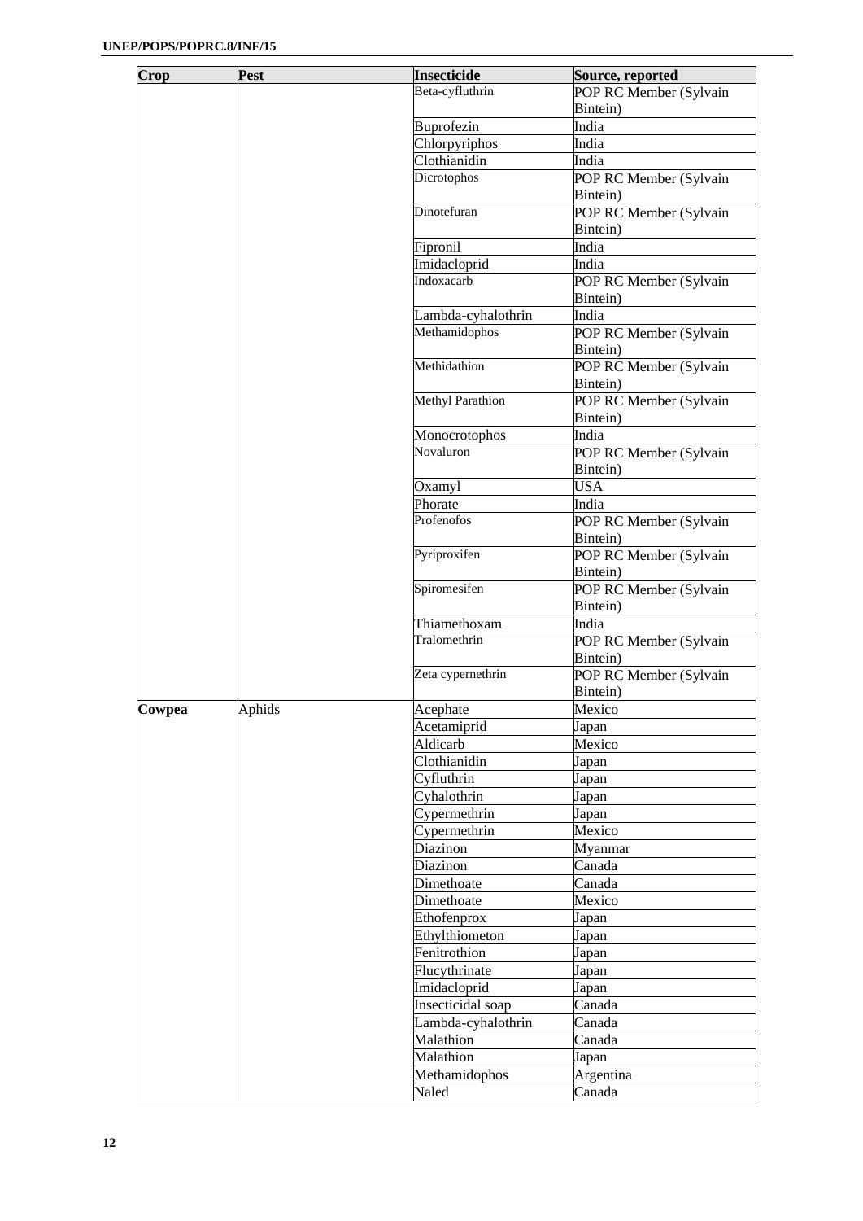| Crop | Pest | Insecticide | Source, reported |
|---|---|---|---|
| | | Beta-cyfluthrin | POP RC Member (Sylvain Bintein) |
| | | Buprofezin | India |
| | | Chlorpyriphos | India |
| | | Clothianidin | India |
| | | Dicrotophos | POP RC Member (Sylvain Bintein) |
| | | Dinotefuran | POP RC Member (Sylvain Bintein) |
| | | Fipronil | India |
| | | Imidacloprid | India |
| | | Indoxacarb | POP RC Member (Sylvain Bintein) |
| | | Lambda-cyhalothrin | India |
| | | Methamidophos | POP RC Member (Sylvain Bintein) |
| | | Methidathion | POP RC Member (Sylvain Bintein) |
| | | Methyl Parathion | POP RC Member (Sylvain Bintein) |
| | | Monocrotophos | India |
| | | Novaluron | POP RC Member (Sylvain Bintein) |
| | | Oxamyl | USA |
| | | Phorate | India |
| | | Profenofos | POP RC Member (Sylvain Bintein) |
| | | Pyriproxifen | POP RC Member (Sylvain Bintein) |
| | | Spiromesifen | POP RC Member (Sylvain Bintein) |
| | | Thiamethoxam | India |
| | | Tralomethrin | POP RC Member (Sylvain Bintein) |
| | | Zeta cypernethrin | POP RC Member (Sylvain Bintein) |
| **Cowpea** | Aphids | Acephate | Mexico |
| | | Acetamiprid | Japan |
| | | Aldicarb | Mexico |
| | | Clothianidin | Japan |
| | | Cyfluthrin | Japan |
| | | Cyhalothrin | Japan |
| | | Cypermethrin | Japan |
| | | Cypermethrin | Mexico |
| | | Diazinon | Myanmar |
| | | Diazinon | Canada |
| | | Dimethoate | Canada |
| | | Dimethoate | Mexico |
| | | Ethofenprox | Japan |
| | | Ethylthiometon | Japan |
| | | Fenitrothion | Japan |
| | | Flucythrinate | Japan |
| | | Imidacloprid | Japan |
| | | Insecticidal soap | Canada |
| | | Lambda-cyhalothrin | Canada |
| | | Malathion | Canada |
| | | Malathion | Japan |
| | | Methamidophos | Argentina |
| | | Naled | Canada |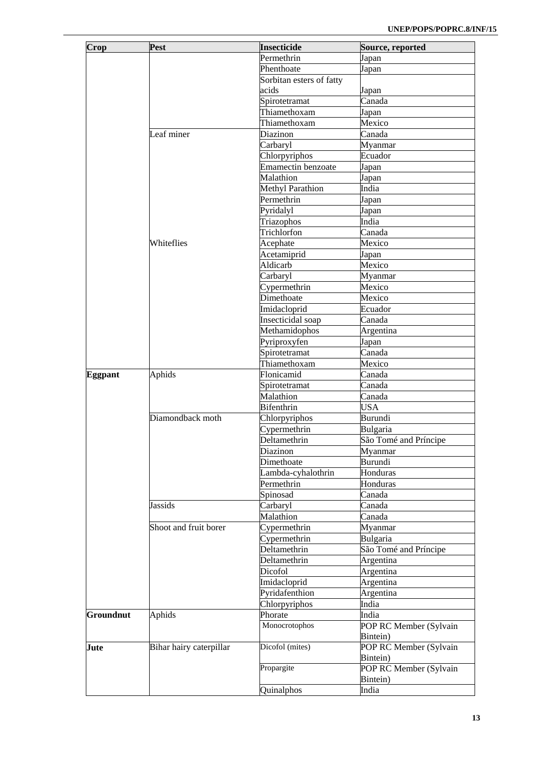| Crop | Pest | Insecticide | Source, reported |
|---|---|---|---|
| | | Permethrin | Japan |
| | | Phenthoate | Japan |
| | | Sorbitan esters of fatty acids | Japan |
| | | Spirotetramat | Canada |
| | | Thiamethoxam | Japan |
| | | Thiamethoxam | Mexico |
| | Leaf miner | Diazinon | Canada |
| | | Carbaryl | Myanmar |
| | | Chlorpyriphos | Ecuador |
| | | Emamectin benzoate | Japan |
| | | Malathion | Japan |
| | | Methyl Parathion | India |
| | | Permethrin | Japan |
| | | Pyridalyl | Japan |
| | | Triazophos | India |
| | | Trichlorfon | Canada |
| | Whiteflies | Acephate | Mexico |
| | | Acetamiprid | Japan |
| | | Aldicarb | Mexico |
| | | Carbaryl | Myanmar |
| | | Cypermethrin | Mexico |
| | | Dimethoate | Mexico |
| | | Imidacloprid | Ecuador |
| | | Insecticidal soap | Canada |
| | | Methamidophos | Argentina |
| | | Pyriproxyfen | Japan |
| | | Spirotetramat | Canada |
| | | Thiamethoxam | Mexico |
| **Eggpant** | Aphids | Flonicamid | Canada |
| | | Spirotetramat | Canada |
| | | Malathion | Canada |
| | | Bifenthrin | USA |
| | Diamondback moth | Chlorpyriphos | Burundi |
| | | Cypermethrin | Bulgaria |
| | | Deltamethrin | São Tomé and Príncipe |
| | | Diazinon | Myanmar |
| | | Dimethoate | Burundi |
| | | Lambda-cyhalothrin | Honduras |
| | | Permethrin | Honduras |
| | | Spinosad | Canada |
| | Jassids | Carbaryl | Canada |
| | | Malathion | Canada |
| | Shoot and fruit borer | Cypermethrin | Myanmar |
| | | Cypermethrin | Bulgaria |
| | | Deltamethrin | São Tomé and Príncipe |
| | | Deltamethrin | Argentina |
| | | Dicofol | Argentina |
| | | Imidacloprid | Argentina |
| | | Pyridafenthion | Argentina |
| | | Chlorpyriphos | India |
| **Groundnut** | Aphids | Phorate | India |
| | | Monocrotophos | POP RC Member (Sylvain Bintein) |
| **Jute** | Bihar hairy caterpillar | Dicofol (mites) | POP RC Member (Sylvain Bintein) |
| | | Propargite | POP RC Member (Sylvain Bintein) |
| | | Quinalphos | India |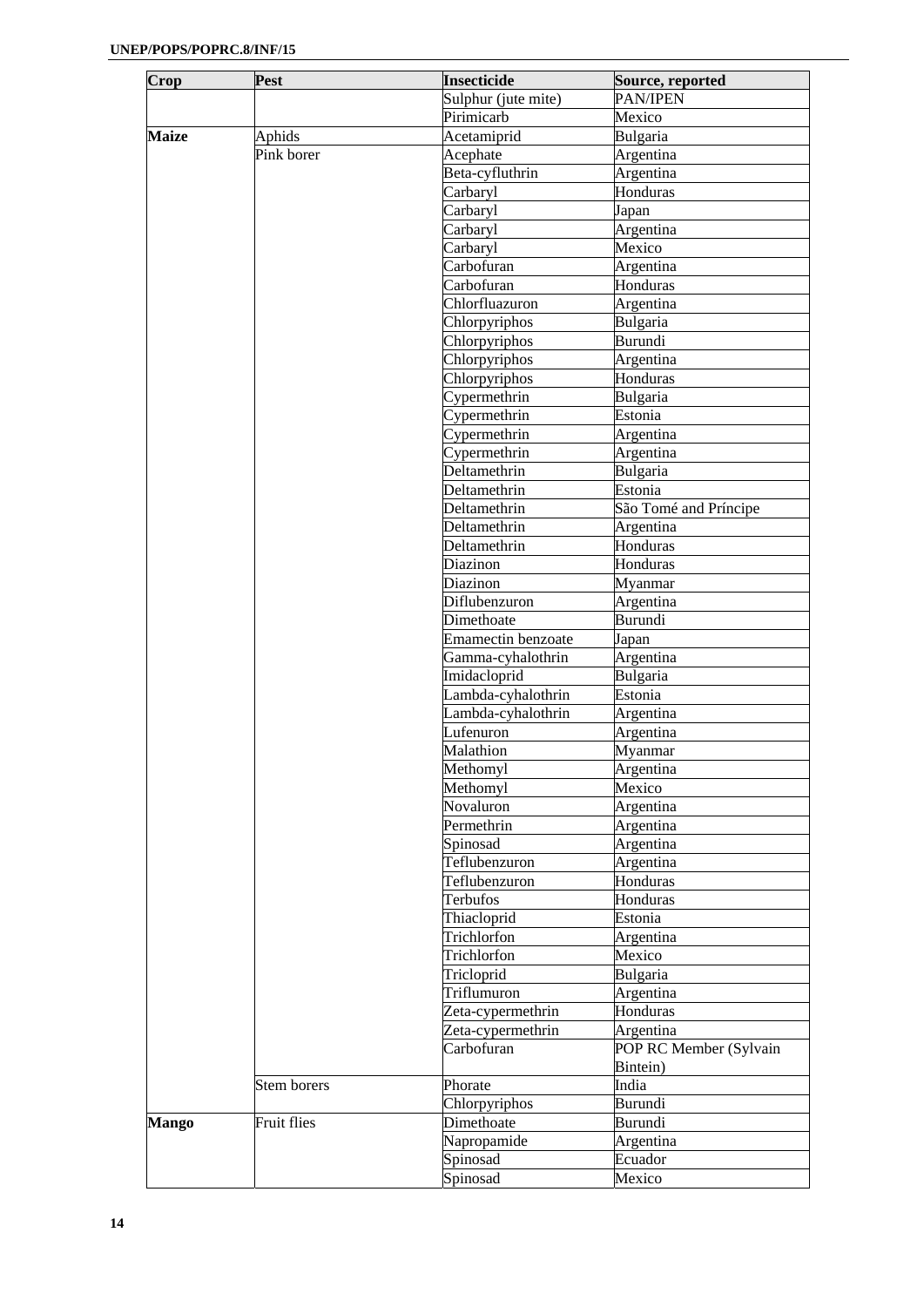| Crop | Pest | Insecticide | Source, reported |
|---|---|---|---|
| | | Sulphur (jute mite) | PAN/IPEN |
| | | Pirimicarb | Mexico |
| **Maize** | Aphids | Acetamiprid | Bulgaria |
| | Pink borer | Acephate | Argentina |
| | | Beta-cyfluthrin | Argentina |
| | | Carbaryl | Honduras |
| | | Carbaryl | Japan |
| | | Carbaryl | Argentina |
| | | Carbaryl | Mexico |
| | | Carbofuran | Argentina |
| | | Carbofuran | Honduras |
| | | Chlorfluazuron | Argentina |
| | | Chlorpyriphos | Bulgaria |
| | | Chlorpyriphos | Burundi |
| | | Chlorpyriphos | Argentina |
| | | Chlorpyriphos | Honduras |
| | | Cypermethrin | Bulgaria |
| | | Cypermethrin | Estonia |
| | | Cypermethrin | Argentina |
| | | Cypermethrin | Argentina |
| | | Deltamethrin | Bulgaria |
| | | Deltamethrin | Estonia |
| | | Deltamethrin | São Tomé and Príncipe |
| | | Deltamethrin | Argentina |
| | | Deltamethrin | Honduras |
| | | Diazinon | Honduras |
| | | Diazinon | Myanmar |
| | | Diflubenzuron | Argentina |
| | | Dimethoate | Burundi |
| | | Emamectin benzoate | Japan |
| | | Gamma-cyhalothrin | Argentina |
| | | Imidacloprid | Bulgaria |
| | | Lambda-cyhalothrin | Estonia |
| | | Lambda-cyhalothrin | Argentina |
| | | Lufenuron | Argentina |
| | | Malathion | Myanmar |
| | | Methomyl | Argentina |
| | | Methomyl | Mexico |
| | | Novaluron | Argentina |
| | | Permethrin | Argentina |
| | | Spinosad | Argentina |
| | | Teflubenzuron | Argentina |
| | | Teflubenzuron | Honduras |
| | | Terbufos | Honduras |
| | | Thiacloprid | Estonia |
| | | Trichlorfon | Argentina |
| | | Trichlorfon | Mexico |
| | | Tricloprid | Bulgaria |
| | | Triflumuron | Argentina |
| | | Zeta-cypermethrin | Honduras |
| | | Zeta-cypermethrin | Argentina |
| | | Carbofuran | POP RC Member (Sylvain Bintein) |
| | Stem borers | Phorate | India |
| | | Chlorpyriphos | Burundi |
| **Mango** | Fruit flies | Dimethoate | Burundi |
| | | Napropamide | Argentina |
| | | Spinosad | Ecuador |
| | | Spinosad | Mexico |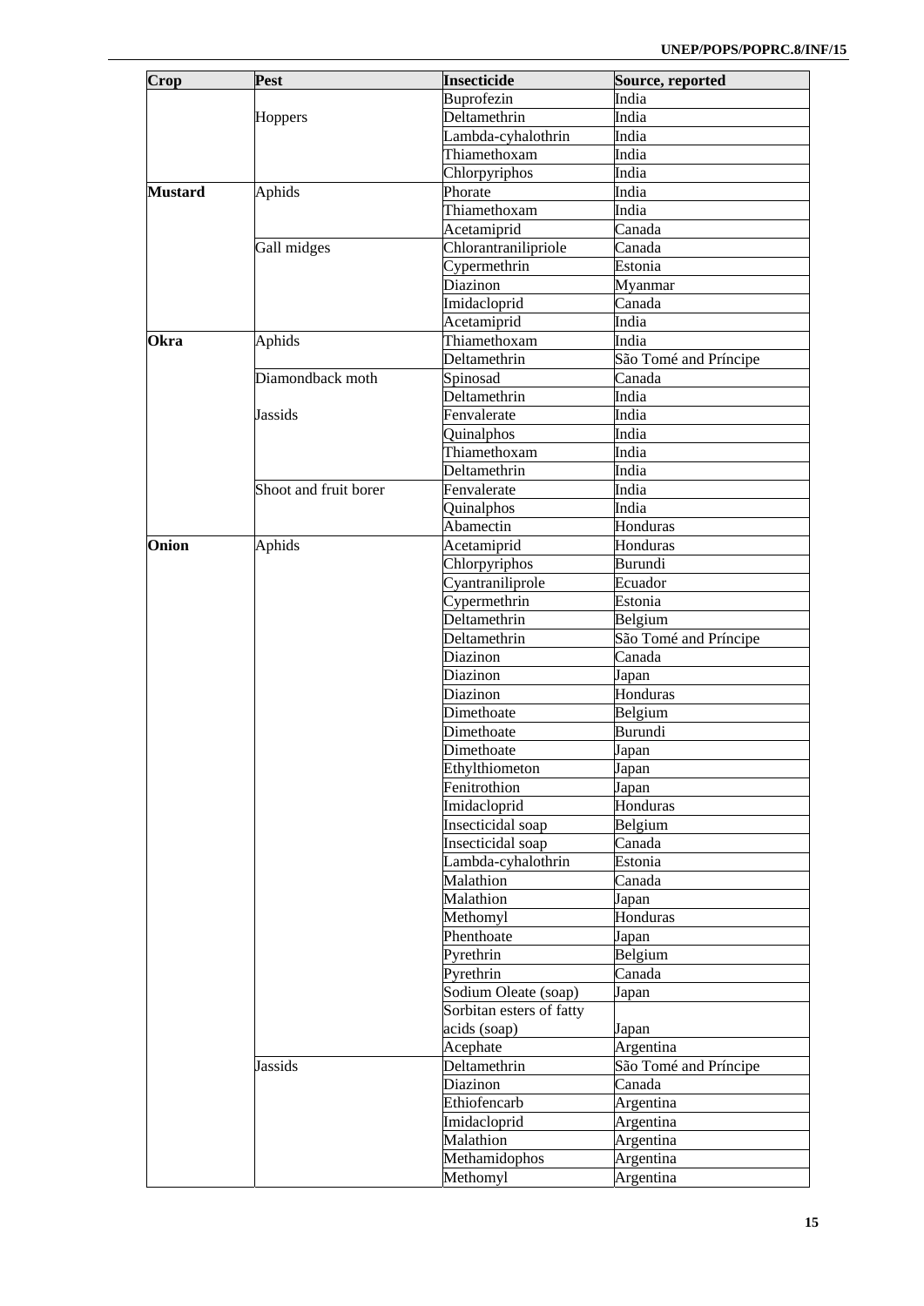| Crop | Pest | Insecticide | Source, reported |
|---|---|---|---|
| | Hoppers | Buprofezin | India |
| | | Deltamethrin | India |
| | | Lambda-cyhalothrin | India |
| | | Thiamethoxam | India |
| | | Chlorpyriphos | India |
| **Mustard** | Aphids | Phorate | India |
| | | Thiamethoxam | India |
| | | Acetamiprid | Canada |
| | Gall midges | Chlorantranilipriole | Canada |
| | | Cypermethrin | Estonia |
| | | Diazinon | Myanmar |
| | | Imidacloprid | Canada |
| | | Acetamiprid | India |
| **Okra** | Aphids | Thiamethoxam | India |
| | | Deltamethrin | São Tomé and Príncipe |
| | Diamondback moth | Spinosad | Canada |
| | | Deltamethrin | India |
| | Jassids | Fenvalerate | India |
| | | Quinalphos | India |
| | | Thiamethoxam | India |
| | | Deltamethrin | India |
| | Shoot and fruit borer | Fenvalerate | India |
| | | Quinalphos | India |
| | | Abamectin | Honduras |
| **Onion** | Aphids | Acetamiprid | Honduras |
| | | Chlorpyriphos | Burundi |
| | | Cyantraniliprole | Ecuador |
| | | Cypermethrin | Estonia |
| | | Deltamethrin | Belgium |
| | | Deltamethrin | São Tomé and Príncipe |
| | | Diazinon | Canada |
| | | Diazinon | Japan |
| | | Diazinon | Honduras |
| | | Dimethoate | Belgium |
| | | Dimethoate | Burundi |
| | | Dimethoate | Japan |
| | | Ethylthiometon | Japan |
| | | Fenitrothion | Japan |
| | | Imidacloprid | Honduras |
| | | Insecticidal soap | Belgium |
| | | Insecticidal soap | Canada |
| | | Lambda-cyhalothrin | Estonia |
| | | Malathion | Canada |
| | | Malathion | Japan |
| | | Methomyl | Honduras |
| | | Phenthoate | Japan |
| | | Pyrethrin | Belgium |
| | | Pyrethrin | Canada |
| | | Sodium Oleate (soap) | Japan |
| | | Sorbitan esters of fatty acids (soap) | Japan |
| | | Acephate | Argentina |
| | Jassids | Deltamethrin | São Tomé and Príncipe |
| | | Diazinon | Canada |
| | | Ethiofencarb | Argentina |
| | | Imidacloprid | Argentina |
| | | Malathion | Argentina |
| | | Methamidophos | Argentina |
| | | Methomyl | Argentina |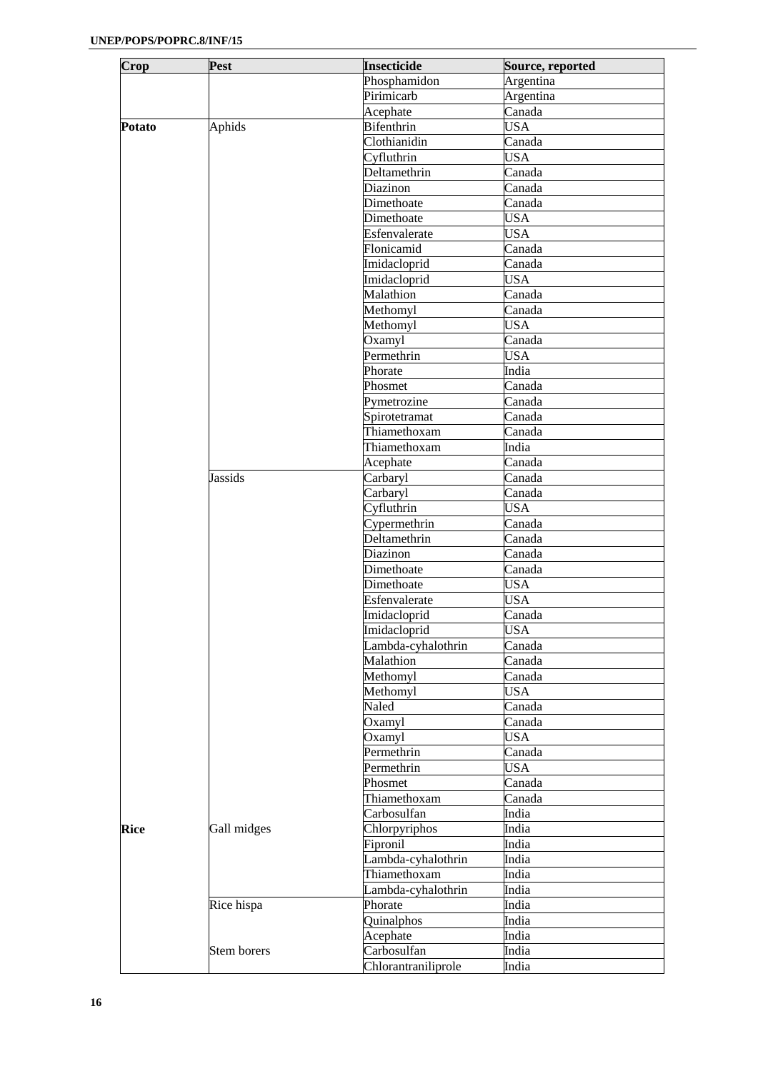| Crop | Pest | Insecticide | Source, reported |
|---|---|---|---|
| | | Phosphamidon | Argentina |
| | | Pirimicarb | Argentina |
| | | Acephate | Canada |
| **Potato** | Aphids | Bifenthrin | USA |
| | | Clothianidin | Canada |
| | | Cyfluthrin | USA |
| | | Deltamethrin | Canada |
| | | Diazinon | Canada |
| | | Dimethoate | Canada |
| | | Dimethoate | USA |
| | | Esfenvalerate | USA |
| | | Flonicamid | Canada |
| | | Imidacloprid | Canada |
| | | Imidacloprid | USA |
| | | Malathion | Canada |
| | | Methomyl | Canada |
| | | Methomyl | USA |
| | | Oxamyl | Canada |
| | | Permethrin | USA |
| | | Phorate | India |
| | | Phosmet | Canada |
| | | Pymetrozine | Canada |
| | | Spirotetramat | Canada |
| | | Thiamethoxam | Canada |
| | | Thiamethoxam | India |
| | | Acephate | Canada |
| | Jassids | Carbaryl | Canada |
| | | Carbaryl | Canada |
| | | Cyfluthrin | USA |
| | | Cypermethrin | Canada |
| | | Deltamethrin | Canada |
| | | Diazinon | Canada |
| | | Dimethoate | Canada |
| | | Dimethoate | USA |
| | | Esfenvalerate | USA |
| | | Imidacloprid | Canada |
| | | Imidacloprid | USA |
| | | Lambda-cyhalothrin | Canada |
| | | Malathion | Canada |
| | | Methomyl | Canada |
| | | Methomyl | USA |
| | | Naled | Canada |
| | | Oxamyl | Canada |
| | | Oxamyl | USA |
| | | Permethrin | Canada |
| | | Permethrin | USA |
| | | Phosmet | Canada |
| | | Thiamethoxam | Canada |
| | | Carbosulfan | India |
| **Rice** | Gall midges | Chlorpyriphos | India |
| | | Fipronil | India |
| | | Lambda-cyhalothrin | India |
| | | Thiamethoxam | India |
| | | Lambda-cyhalothrin | India |
| | Rice hispa | Phorate | India |
| | | Quinalphos | India |
| | | Acephate | India |
| | Stem borers | Carbosulfan | India |
| | | Chlorantraniliprole | India |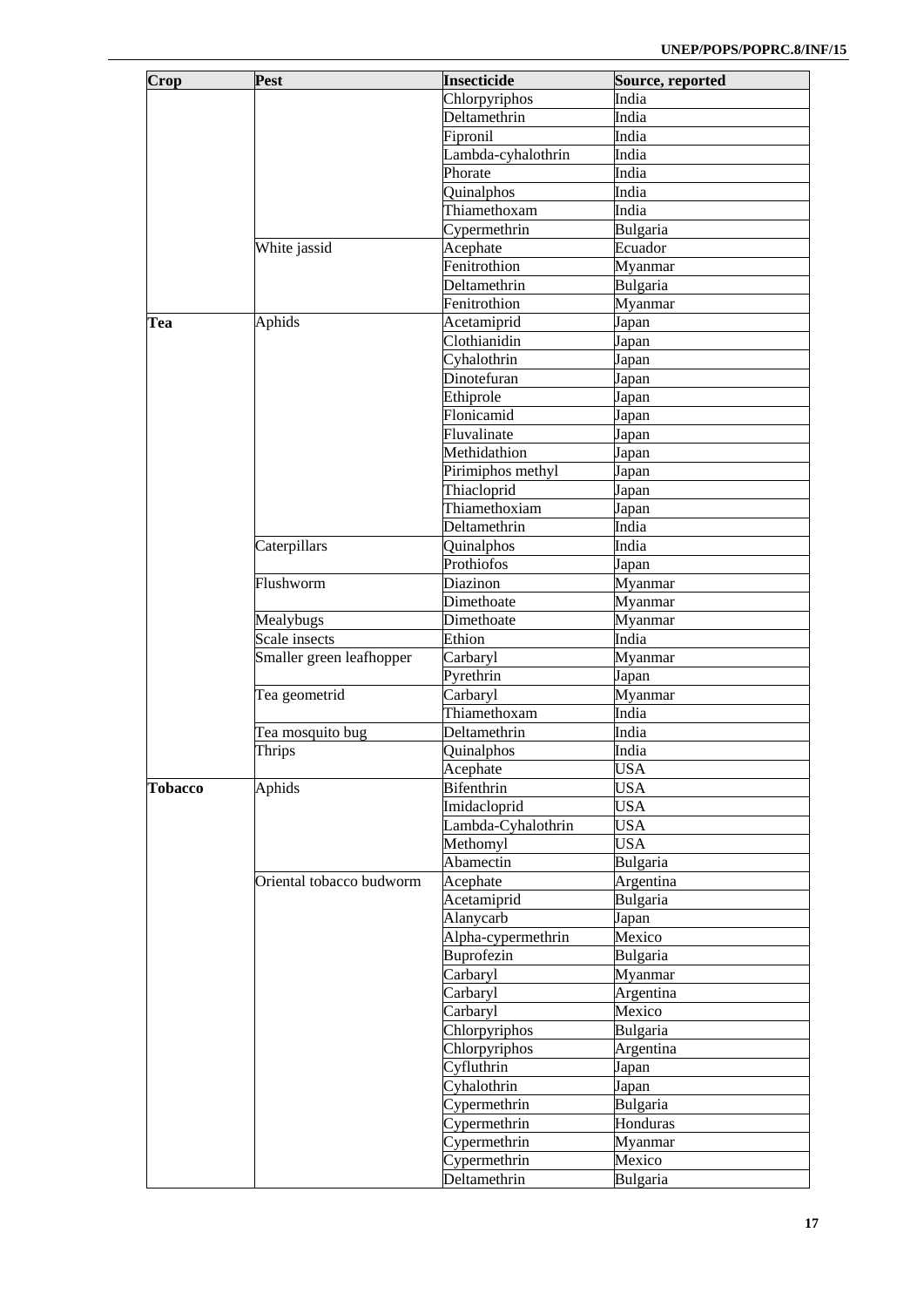| Crop | Pest | Insecticide | Source, reported |
|---|---|---|---|
| | | Chlorpyriphos | India |
| | | Deltamethrin | India |
| | | Fipronil | India |
| | | Lambda-cyhalothrin | India |
| | | Phorate | India |
| | | Quinalphos | India |
| | | Thiamethoxam | India |
| | | Cypermethrin | Bulgaria |
| | White jassid | Acephate | Ecuador |
| | | Fenitrothion | Myanmar |
| | | Deltamethrin | Bulgaria |
| | | Fenitrothion | Myanmar |
| **Tea** | Aphids | Acetamiprid | Japan |
| | | Clothianidin | Japan |
| | | Cyhalothrin | Japan |
| | | Dinotefuran | Japan |
| | | Ethiprole | Japan |
| | | Flonicamid | Japan |
| | | Fluvalinate | Japan |
| | | Methidathion | Japan |
| | | Pirimiphos methyl | Japan |
| | | Thiacloprid | Japan |
| | | Thiamethoxiam | Japan |
| | | Deltamethrin | India |
| | Caterpillars | Quinalphos | India |
| | | Prothiofos | Japan |
| | Flushworm | Diazinon | Myanmar |
| | | Dimethoate | Myanmar |
| | Mealybugs | Dimethoate | Myanmar |
| | Scale insects | Ethion | India |
| | Smaller green leafhopper | Carbaryl | Myanmar |
| | | Pyrethrin | Japan |
| | Tea geometrid | Carbaryl | Myanmar |
| | | Thiamethoxam | India |
| | Tea mosquito bug | Deltamethrin | India |
| | Thrips | Quinalphos | India |
| | | Acephate | USA |
| **Tobacco** | Aphids | Bifenthrin | USA |
| | | Imidacloprid | USA |
| | | Lambda-Cyhalothrin | USA |
| | | Methomyl | USA |
| | | Abamectin | Bulgaria |
| | Oriental tobacco budworm | Acephate | Argentina |
| | | Acetamiprid | Bulgaria |
| | | Alanycarb | Japan |
| | | Alpha-cypermethrin | Mexico |
| | | Buprofezin | Bulgaria |
| | | Carbaryl | Myanmar |
| | | Carbaryl | Argentina |
| | | Carbaryl | Mexico |
| | | Chlorpyriphos | Bulgaria |
| | | Chlorpyriphos | Argentina |
| | | Cyfluthrin | Japan |
| | | Cyhalothrin | Japan |
| | | Cypermethrin | Bulgaria |
| | | Cypermethrin | Honduras |
| | | Cypermethrin | Myanmar |
| | | Cypermethrin | Mexico |
| | | Deltamethrin | Bulgaria |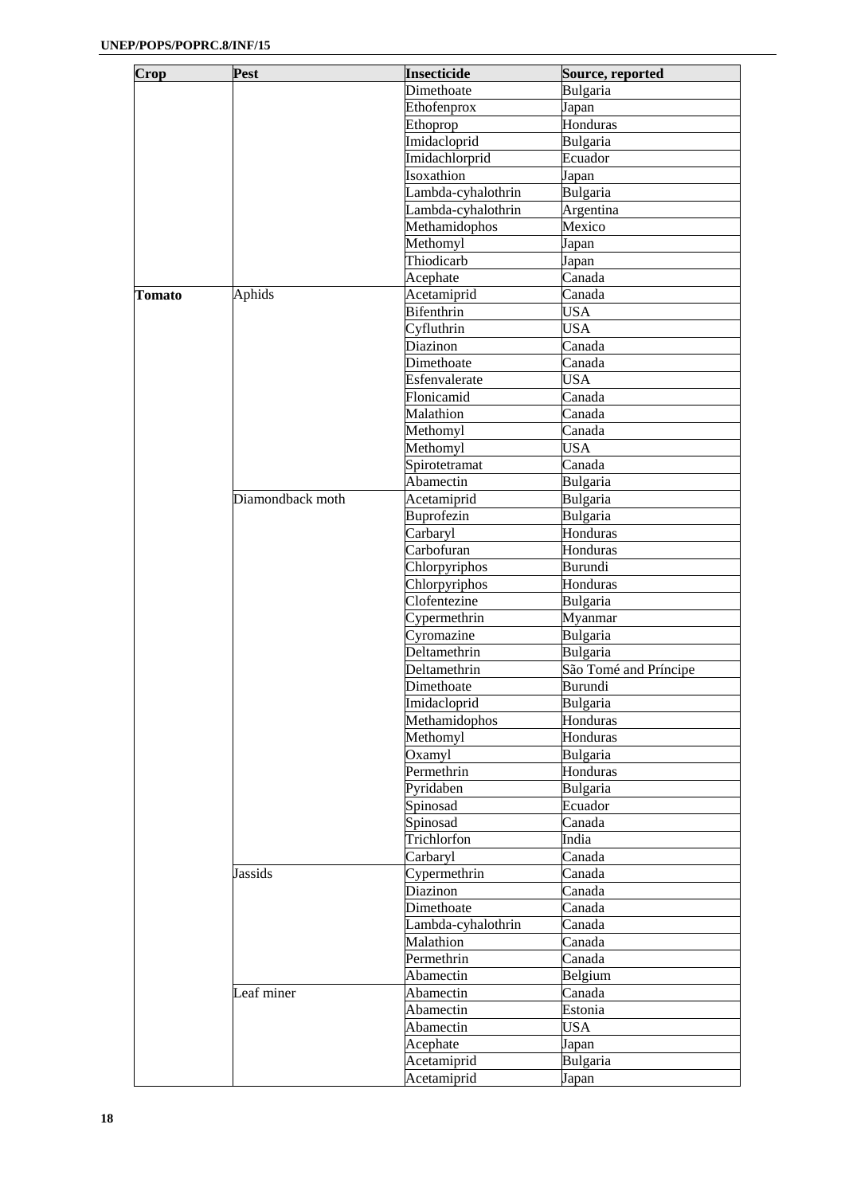| Crop | Pest | Insecticide | Source, reported |
|---|---|---|---|
| | | Dimethoate | Bulgaria |
| | | Ethofenprox | Japan |
| | | Ethoprop | Honduras |
| | | Imidacloprid | Bulgaria |
| | | Imidachlorprid | Ecuador |
| | | Isoxathion | Japan |
| | | Lambda-cyhalothrin | Bulgaria |
| | | Lambda-cyhalothrin | Argentina |
| | | Methamidophos | Mexico |
| | | Methomyl | Japan |
| | | Thiodicarb | Japan |
| | | Acephate | Canada |
| **Tomato** | Aphids | Acetamiprid | Canada |
| | | Bifenthrin | USA |
| | | Cyfluthrin | USA |
| | | Diazinon | Canada |
| | | Dimethoate | Canada |
| | | Esfenvalerate | USA |
| | | Flonicamid | Canada |
| | | Malathion | Canada |
| | | Methomyl | Canada |
| | | Methomyl | USA |
| | | Spirotetramat | Canada |
| | | Abamectin | Bulgaria |
| | Diamondback moth | Acetamiprid | Bulgaria |
| | | Buprofezin | Bulgaria |
| | | Carbaryl | Honduras |
| | | Carbofuran | Honduras |
| | | Chlorpyriphos | Burundi |
| | | Chlorpyriphos | Honduras |
| | | Clofentezine | Bulgaria |
| | | Cypermethrin | Myanmar |
| | | Cyromazine | Bulgaria |
| | | Deltamethrin | Bulgaria |
| | | Deltamethrin | São Tomé and Príncipe |
| | | Dimethoate | Burundi |
| | | Imidacloprid | Bulgaria |
| | | Methamidophos | Honduras |
| | | Methomyl | Honduras |
| | | Oxamyl | Bulgaria |
| | | Permethrin | Honduras |
| | | Pyridaben | Bulgaria |
| | | Spinosad | Ecuador |
| | | Spinosad | Canada |
| | | Trichlorfon | India |
| | | Carbaryl | Canada |
| | Jassids | Cypermethrin | Canada |
| | | Diazinon | Canada |
| | | Dimethoate | Canada |
| | | Lambda-cyhalothrin | Canada |
| | | Malathion | Canada |
| | | Permethrin | Canada |
| | | Abamectin | Belgium |
| | Leaf miner | Abamectin | Canada |
| | | Abamectin | Estonia |
| | | Abamectin | USA |
| | | Acephate | Japan |
| | | Acetamiprid | Bulgaria |
| | | Acetamiprid | Japan |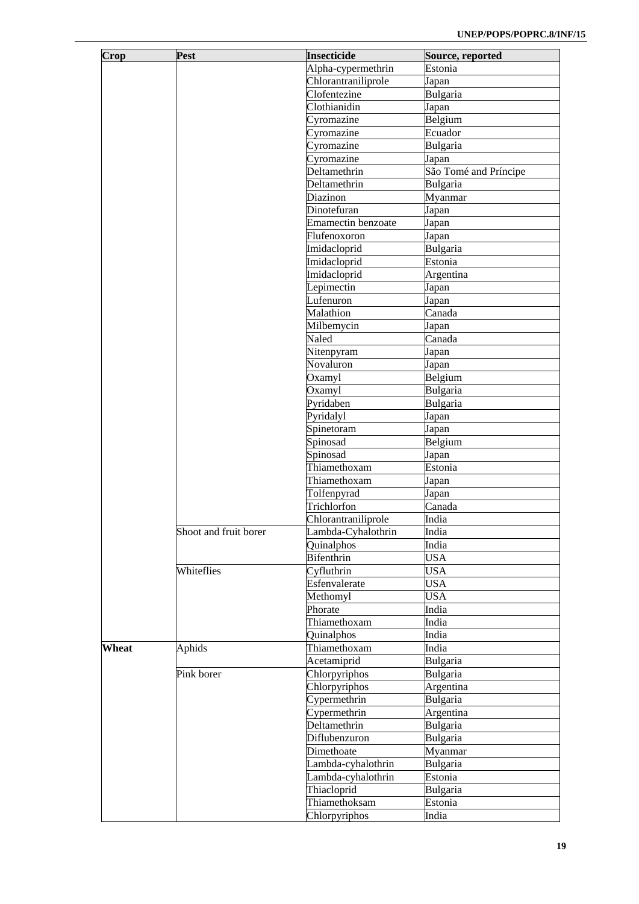| Crop | Pest | Insecticide | Source, reported |
|---|---|---|---|
| | | Alpha-cypermethrin | Estonia |
| | | Chlorantraniliprole | Japan |
| | | Clofentezine | Bulgaria |
| | | Clothianidin | Japan |
| | | Cyromazine | Belgium |
| | | Cyromazine | Ecuador |
| | | Cyromazine | Bulgaria |
| | | Cyromazine | Japan |
| | | Deltamethrin | São Tomé and Príncipe |
| | | Deltamethrin | Bulgaria |
| | | Diazinon | Myanmar |
| | | Dinotefuran | Japan |
| | | Emamectin benzoate | Japan |
| | | Flufenoxoron | Japan |
| | | Imidacloprid | Bulgaria |
| | | Imidacloprid | Estonia |
| | | Imidacloprid | Argentina |
| | | Lepimectin | Japan |
| | | Lufenuron | Japan |
| | | Malathion | Canada |
| | | Milbemycin | Japan |
| | | Naled | Canada |
| | | Nitenpyram | Japan |
| | | Novaluron | Japan |
| | | Oxamyl | Belgium |
| | | Oxamyl | Bulgaria |
| | | Pyridaben | Bulgaria |
| | | Pyridalyl | Japan |
| | | Spinetoram | Japan |
| | | Spinosad | Belgium |
| | | Spinosad | Japan |
| | | Thiamethoxam | Estonia |
| | | Thiamethoxam | Japan |
| | | Tolfenpyrad | Japan |
| | | Trichlorfon | Canada |
| | | Chlorantraniliprole | India |
| | Shoot and fruit borer | Lambda-Cyhalothrin | India |
| | | Quinalphos | India |
| | | Bifenthrin | USA |
| | Whiteflies | Cyfluthrin | USA |
| | | Esfenvalerate | USA |
| | | Methomyl | USA |
| | | Phorate | India |
| | | Thiamethoxam | India |
| | | Quinalphos | India |
| **Wheat** | Aphids | Thiamethoxam | India |
| | | Acetamiprid | Bulgaria |
| | Pink borer | Chlorpyriphos | Bulgaria |
| | | Chlorpyriphos | Argentina |
| | | Cypermethrin | Bulgaria |
| | | Cypermethrin | Argentina |
| | | Deltamethrin | Bulgaria |
| | | Diflubenzuron | Bulgaria |
| | | Dimethoate | Myanmar |
| | | Lambda-cyhalothrin | Bulgaria |
| | | Lambda-cyhalothrin | Estonia |
| | | Thiacloprid | Bulgaria |
| | | Thiamethoksam | Estonia |
| | | Chlorpyriphos | India |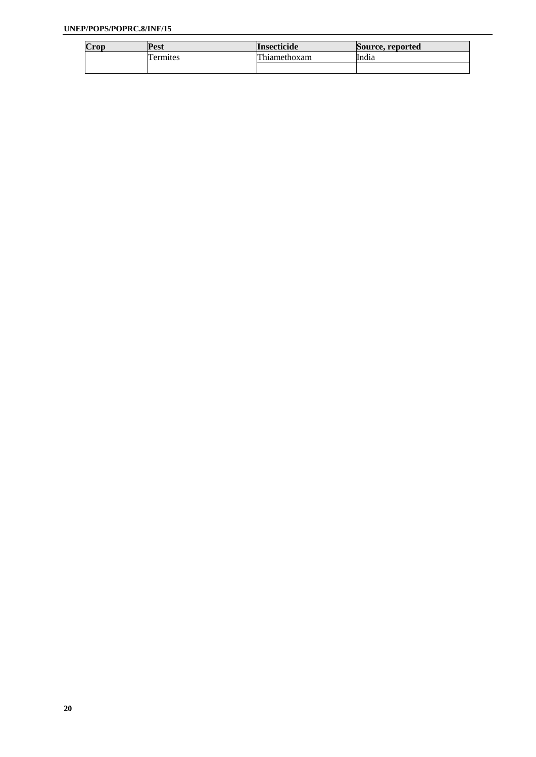| Crop | Pest | Insecticide | Source, reported |
|---|---|---|---|
| | Termites | Thiamethoxam | India |
| | | | |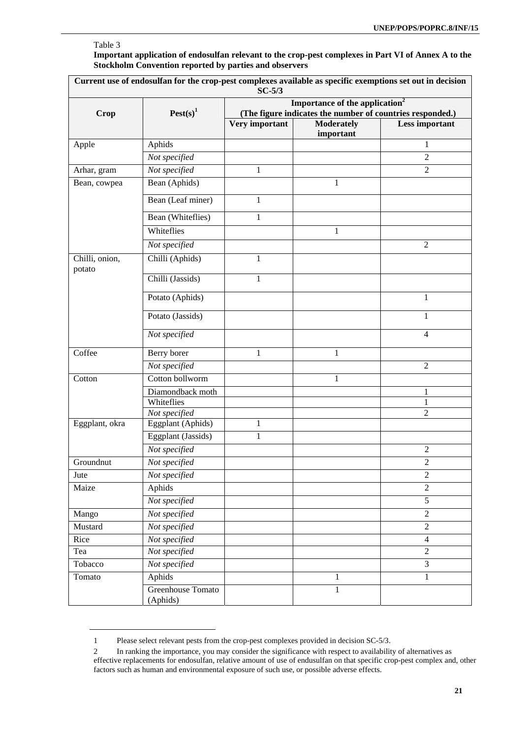Table 3

**Important application of endosulfan relevant to the crop-pest complexes in Part VI of Annex A to the Stockholm Convention reported by parties and observers**

| **Current use of endosulfan for the crop-pest complexes available as specific exemptions set out in decision SC-5/3** | | | | |
|---|---|---|---|---|
| **Crop** | **Pest(s)**[1] | **Importance of the application**[2] **(The figure indicates the number of countries responded.)** | | |
| | | **Very important** | **Moderately important** | **Less important** |
| Apple | Aphids | | | 1 |
| | *Not specified* | | | 2 |
| Arhar, gram | *Not specified* | 1 | | 2 |
| Bean, cowpea | Bean (Aphids) | | 1 | |
| | Bean (Leaf miner) | 1 | | |
| | Bean (Whiteflies) | 1 | | |
| | Whiteflies | | 1 | |
| | *Not specified* | | | 2 |
| Chilli, onion, potato | Chilli (Aphids) | 1 | | |
| | Chilli (Jassids) | 1 | | |
| | Potato (Aphids) | | | 1 |
| | Potato (Jassids) | | | 1 |
| | *Not specified* | | | 4 |
| Coffee | Berry borer | 1 | 1 | |
| | *Not specified* | | | 2 |
| Cotton | Cotton bollworm | | 1 | |
| | Diamondback moth | | | 1 |
| | Whiteflies | | | 1 |
| | *Not specified* | | | 2 |
| Eggplant, okra | Eggplant (Aphids) | 1 | | |
| | Eggplant (Jassids) | 1 | | |
| | *Not specified* | | | 2 |
| Groundnut | *Not specified* | | | 2 |
| Jute | *Not specified* | | | 2 |
| Maize | Aphids | | | 2 |
| | *Not specified* | | | 5 |
| Mango | *Not specified* | | | 2 |
| Mustard | *Not specified* | | | 2 |
| Rice | *Not specified* | | | 4 |
| Tea | *Not specified* | | | 2 |
| Tobacco | *Not specified* | | | 3 |
| Tomato | Aphids | | 1 | 1 |
| | Greenhouse Tomato (Aphids) | | 1 | |

1 Please select relevant pests from the crop-pest complexes provided in decision SC-5/3.

2 In ranking the importance, you may consider the significance with respect to availability of alternatives as effective replacements for endosulfan, relative amount of use of endusulfan on that specific crop-pest complex and, other factors such as human and environmental exposure of such use, or possible adverse effects.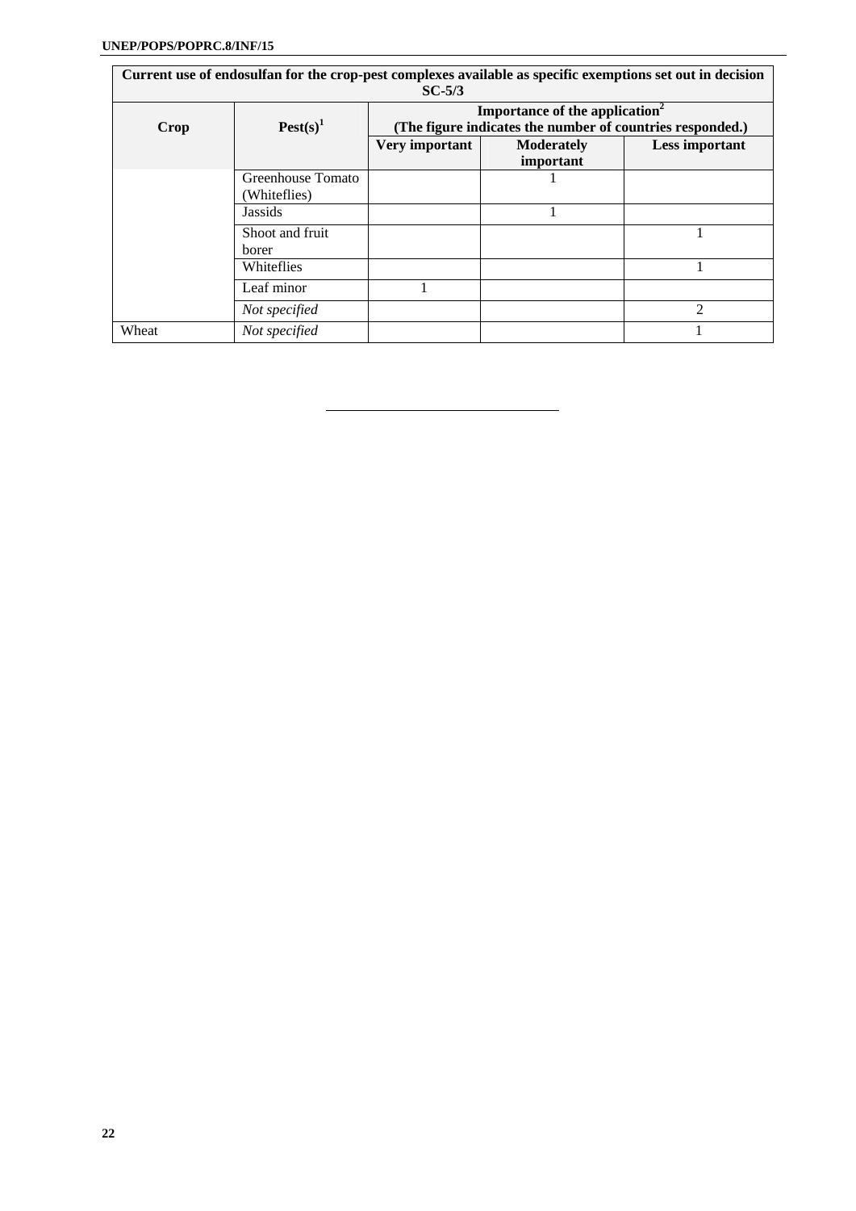| Current use of endosulfan for the crop-pest complexes available as specific exemptions set out in decision SC-5/3 | | | | |
|---|---|---|---|---|
| Crop | Pest(s)[1] | Importance of the application[2] (The figure indicates the number of countries responded.) | | |
| | | Very important | Moderately important | Less important |
| | Greenhouse Tomato (Whiteflies) | | 1 | |
| | Jassids | | 1 | |
| | Shoot and fruit borer | | | 1 |
| | Whiteflies | | | 1 |
| | Leaf minor | 1 | | |
| | *Not specified* | | | 2 |
| Wheat | *Not specified* | | | 1 |